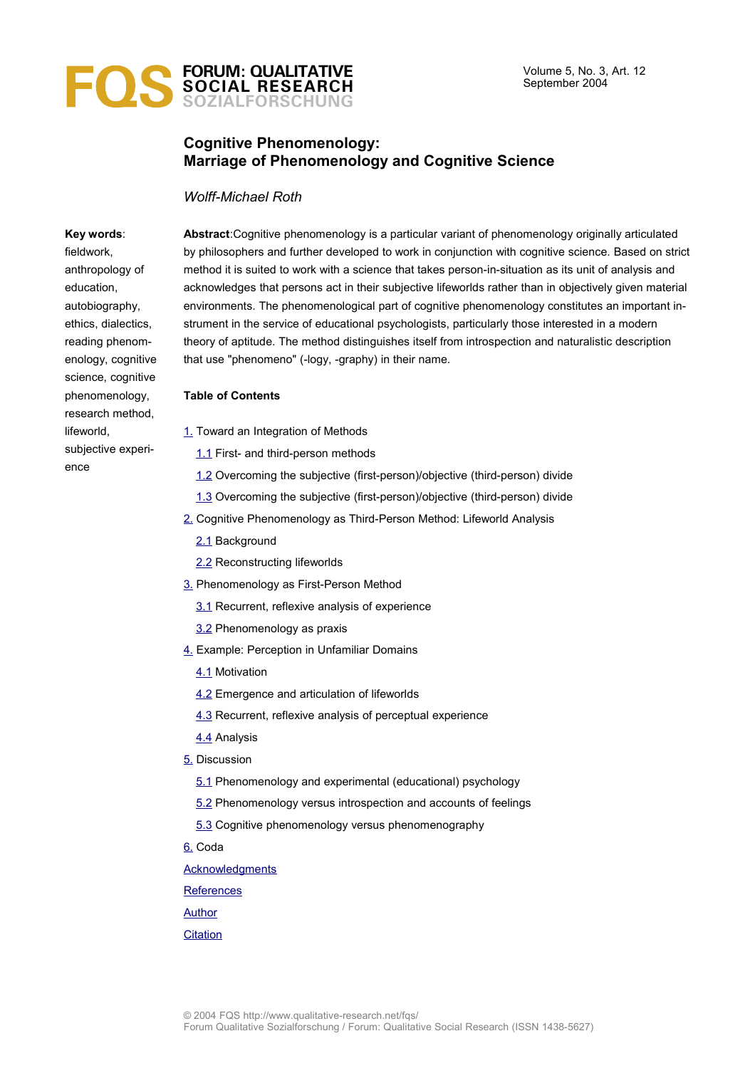# Cognitive Phenomenology: Marriage of Phenomenology and Cognitive Science

*Wolff-Michael Roth*

**Key words**: fieldwork, anthropology of education, autobiography, ethics, dialectics, reading phenomenology, cognitive science, cognitive phenomenology, research method, lifeworld, subjective experience

**Abstract**:Cognitive phenomenology is a particular variant of phenomenology originally articulated by philosophers and further developed to work in conjunction with cognitive science. Based on strict method it is suited to work with a science that takes person-in-situation as its unit of analysis and acknowledges that persons act in their subjective lifeworlds rather than in objectively given material environments. The phenomenological part of cognitive phenomenology constitutes an important instrument in the service of educational psychologists, particularly those interested in a modern theory of aptitude. The method distinguishes itself from introspection and naturalistic description that use "phenomeno" (-logy, -graphy) in their name.

**Table of Contents**

1. Toward an Integration of Methods
   - 1.1 First- and third-person methods
   - 1.2 Overcoming the subjective (first-person)/objective (third-person) divide
   - 1.3 Overcoming the subjective (first-person)/objective (third-person) divide
2. Cognitive Phenomenology as Third-Person Method: Lifeworld Analysis
   - 2.1 Background
   - 2.2 Reconstructing lifeworlds
3. Phenomenology as First-Person Method
   - 3.1 Recurrent, reflexive analysis of experience
   - 3.2 Phenomenology as praxis
4. Example: Perception in Unfamiliar Domains
   - 4.1 Motivation
   - 4.2 Emergence and articulation of lifeworlds
   - 4.3 Recurrent, reflexive analysis of perceptual experience
   - 4.4 Analysis
5. Discussion
   - 5.1 Phenomenology and experimental (educational) psychology
   - 5.2 Phenomenology versus introspection and accounts of feelings
   - 5.3 Cognitive phenomenology versus phenomenography
6. Coda

Acknowledgments

References

Author

Citation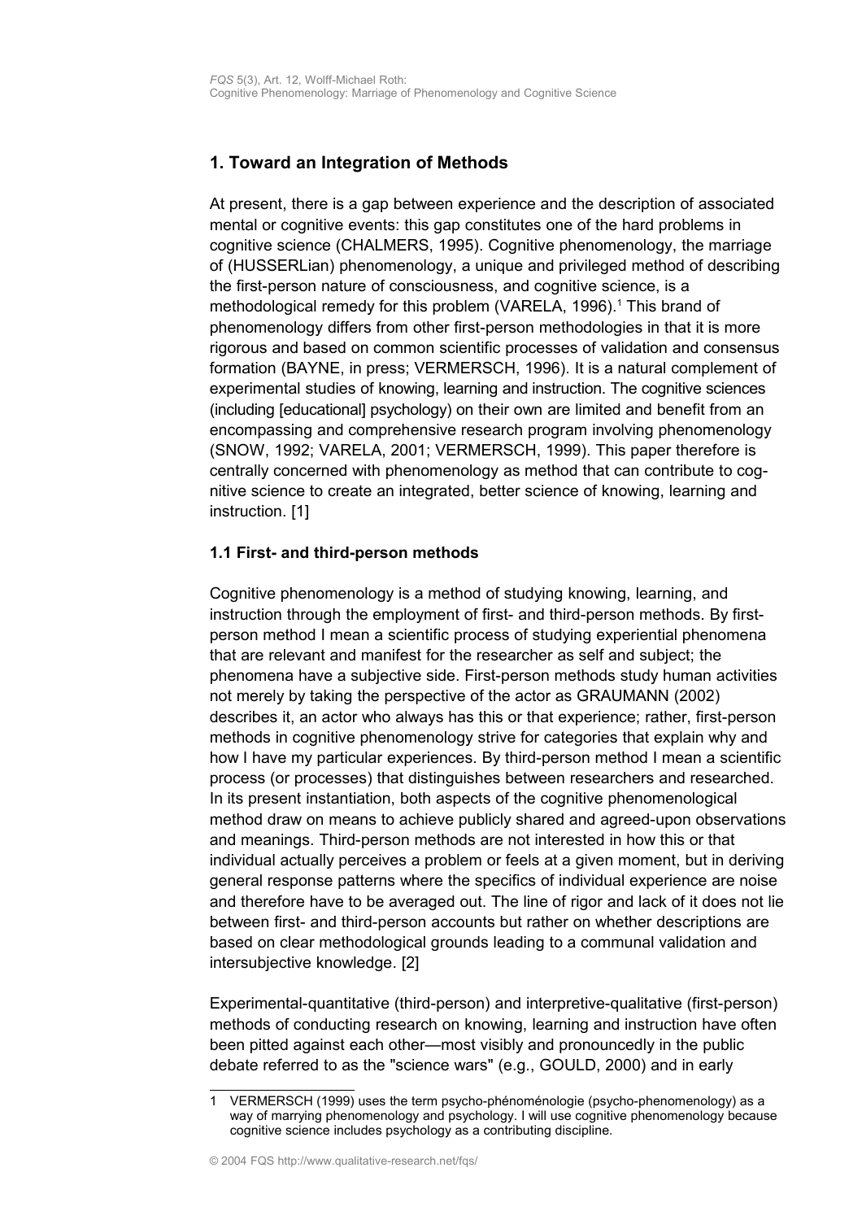## 1. Toward an Integration of Methods

At present, there is a gap between experience and the description of associated mental or cognitive events: this gap constitutes one of the hard problems in cognitive science (CHALMERS, 1995). Cognitive phenomenology, the marriage of (HUSSERLian) phenomenology, a unique and privileged method of describing the first-person nature of consciousness, and cognitive science, is a methodological remedy for this problem (VARELA, 1996).[1] This brand of phenomenology differs from other first-person methodologies in that it is more rigorous and based on common scientific processes of validation and consensus formation (BAYNE, in press; VERMERSCH, 1996). It is a natural complement of experimental studies of knowing, learning and instruction. The cognitive sciences (including [educational] psychology) on their own are limited and benefit from an encompassing and comprehensive research program involving phenomenology (SNOW, 1992; VARELA, 2001; VERMERSCH, 1999). This paper therefore is centrally concerned with phenomenology as method that can contribute to cognitive science to create an integrated, better science of knowing, learning and instruction. [1]

### 1.1 First- and third-person methods

Cognitive phenomenology is a method of studying knowing, learning, and instruction through the employment of first- and third-person methods. By first-person method I mean a scientific process of studying experiential phenomena that are relevant and manifest for the researcher as self and subject; the phenomena have a subjective side. First-person methods study human activities not merely by taking the perspective of the actor as GRAUMANN (2002) describes it, an actor who always has this or that experience; rather, first-person methods in cognitive phenomenology strive for categories that explain why and how I have my particular experiences. By third-person method I mean a scientific process (or processes) that distinguishes between researchers and researched. In its present instantiation, both aspects of the cognitive phenomenological method draw on means to achieve publicly shared and agreed-upon observations and meanings. Third-person methods are not interested in how this or that individual actually perceives a problem or feels at a given moment, but in deriving general response patterns where the specifics of individual experience are noise and therefore have to be averaged out. The line of rigor and lack of it does not lie between first- and third-person accounts but rather on whether descriptions are based on clear methodological grounds leading to a communal validation and intersubjective knowledge. [2]

Experimental-quantitative (third-person) and interpretive-qualitative (first-person) methods of conducting research on knowing, learning and instruction have often been pitted against each other—most visibly and pronouncedly in the public debate referred to as the "science wars" (e.g., GOULD, 2000) and in early

1 VERMERSCH (1999) uses the term psycho-phénoménologie (psycho-phenomenology) as a way of marrying phenomenology and psychology. I will use cognitive phenomenology because cognitive science includes psychology as a contributing discipline.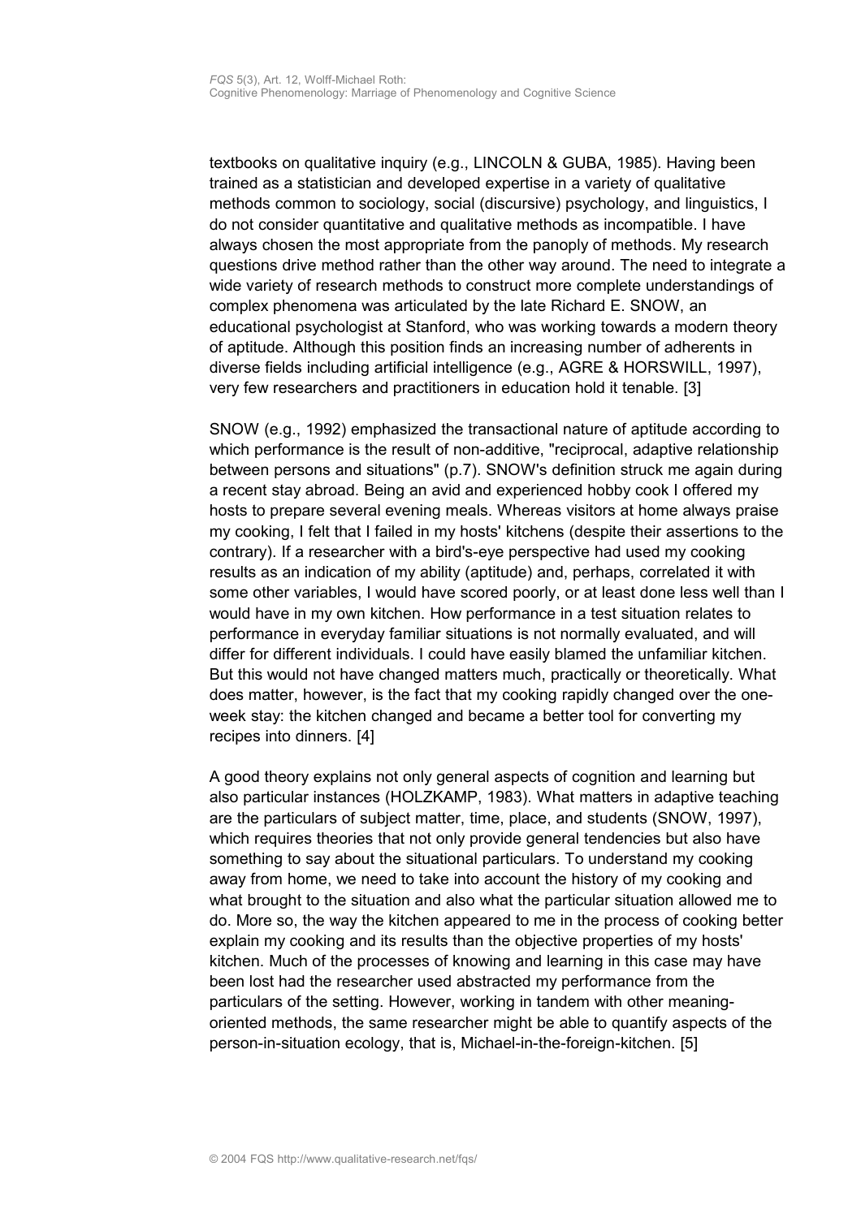textbooks on qualitative inquiry (e.g., LINCOLN & GUBA, 1985). Having been trained as a statistician and developed expertise in a variety of qualitative methods common to sociology, social (discursive) psychology, and linguistics, I do not consider quantitative and qualitative methods as incompatible. I have always chosen the most appropriate from the panoply of methods. My research questions drive method rather than the other way around. The need to integrate a wide variety of research methods to construct more complete understandings of complex phenomena was articulated by the late Richard E. SNOW, an educational psychologist at Stanford, who was working towards a modern theory of aptitude. Although this position finds an increasing number of adherents in diverse fields including artificial intelligence (e.g., AGRE & HORSWILL, 1997), very few researchers and practitioners in education hold it tenable. [3]

SNOW (e.g., 1992) emphasized the transactional nature of aptitude according to which performance is the result of non-additive, "reciprocal, adaptive relationship between persons and situations" (p.7). SNOW's definition struck me again during a recent stay abroad. Being an avid and experienced hobby cook I offered my hosts to prepare several evening meals. Whereas visitors at home always praise my cooking, I felt that I failed in my hosts' kitchens (despite their assertions to the contrary). If a researcher with a bird's-eye perspective had used my cooking results as an indication of my ability (aptitude) and, perhaps, correlated it with some other variables, I would have scored poorly, or at least done less well than I would have in my own kitchen. How performance in a test situation relates to performance in everyday familiar situations is not normally evaluated, and will differ for different individuals. I could have easily blamed the unfamiliar kitchen. But this would not have changed matters much, practically or theoretically. What does matter, however, is the fact that my cooking rapidly changed over the one-week stay: the kitchen changed and became a better tool for converting my recipes into dinners. [4]

A good theory explains not only general aspects of cognition and learning but also particular instances (HOLZKAMP, 1983). What matters in adaptive teaching are the particulars of subject matter, time, place, and students (SNOW, 1997), which requires theories that not only provide general tendencies but also have something to say about the situational particulars. To understand my cooking away from home, we need to take into account the history of my cooking and what brought to the situation and also what the particular situation allowed me to do. More so, the way the kitchen appeared to me in the process of cooking better explain my cooking and its results than the objective properties of my hosts' kitchen. Much of the processes of knowing and learning in this case may have been lost had the researcher used abstracted my performance from the particulars of the setting. However, working in tandem with other meaning-oriented methods, the same researcher might be able to quantify aspects of the person-in-situation ecology, that is, Michael-in-the-foreign-kitchen. [5]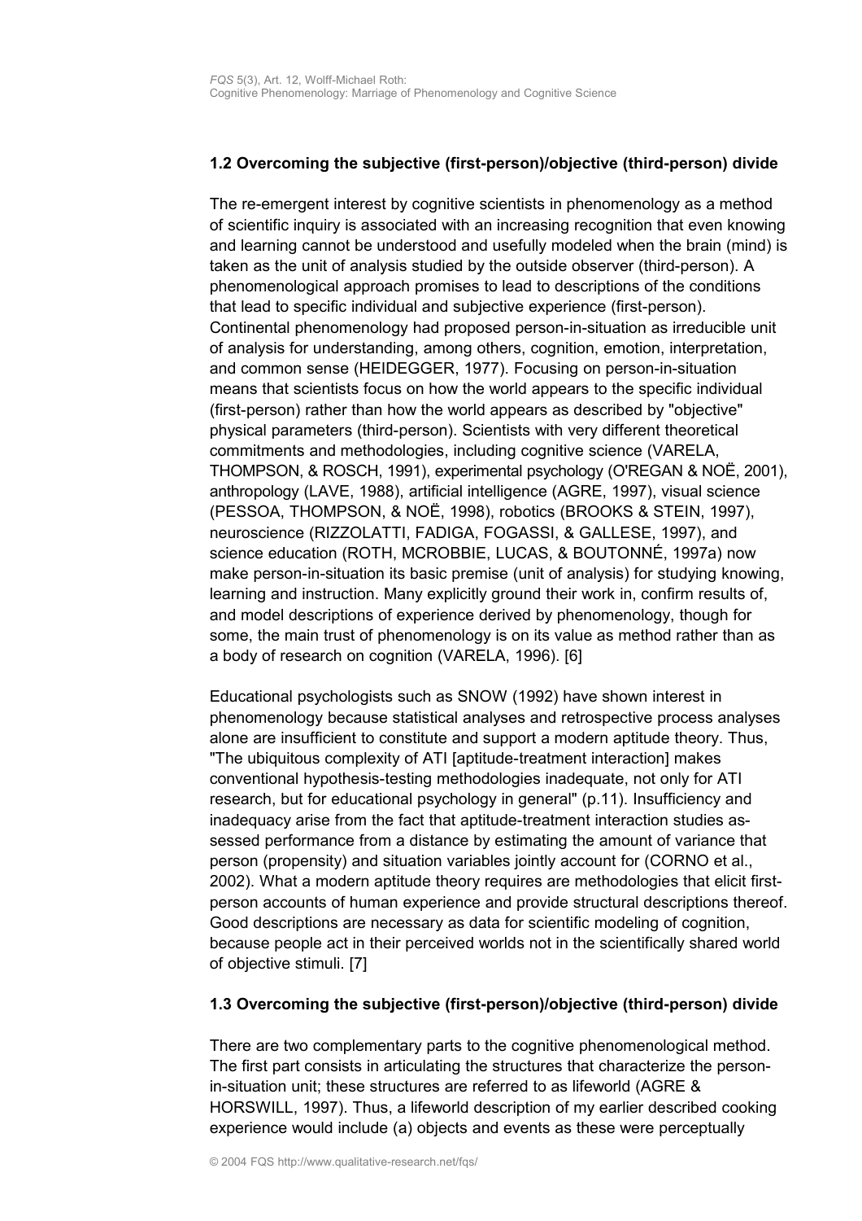### 1.2 Overcoming the subjective (first-person)/objective (third-person) divide

The re-emergent interest by cognitive scientists in phenomenology as a method of scientific inquiry is associated with an increasing recognition that even knowing and learning cannot be understood and usefully modeled when the brain (mind) is taken as the unit of analysis studied by the outside observer (third-person). A phenomenological approach promises to lead to descriptions of the conditions that lead to specific individual and subjective experience (first-person). Continental phenomenology had proposed person-in-situation as irreducible unit of analysis for understanding, among others, cognition, emotion, interpretation, and common sense (HEIDEGGER, 1977). Focusing on person-in-situation means that scientists focus on how the world appears to the specific individual (first-person) rather than how the world appears as described by "objective" physical parameters (third-person). Scientists with very different theoretical commitments and methodologies, including cognitive science (VARELA, THOMPSON, & ROSCH, 1991), experimental psychology (O'REGAN & NOË, 2001), anthropology (LAVE, 1988), artificial intelligence (AGRE, 1997), visual science (PESSOA, THOMPSON, & NOË, 1998), robotics (BROOKS & STEIN, 1997), neuroscience (RIZZOLATTI, FADIGA, FOGASSI, & GALLESE, 1997), and science education (ROTH, MCROBBIE, LUCAS, & BOUTONNÉ, 1997a) now make person-in-situation its basic premise (unit of analysis) for studying knowing, learning and instruction. Many explicitly ground their work in, confirm results of, and model descriptions of experience derived by phenomenology, though for some, the main trust of phenomenology is on its value as method rather than as a body of research on cognition (VARELA, 1996). [6]

Educational psychologists such as SNOW (1992) have shown interest in phenomenology because statistical analyses and retrospective process analyses alone are insufficient to constitute and support a modern aptitude theory. Thus, "The ubiquitous complexity of ATI [aptitude-treatment interaction] makes conventional hypothesis-testing methodologies inadequate, not only for ATI research, but for educational psychology in general" (p.11). Insufficiency and inadequacy arise from the fact that aptitude-treatment interaction studies assessed performance from a distance by estimating the amount of variance that person (propensity) and situation variables jointly account for (CORNO et al., 2002). What a modern aptitude theory requires are methodologies that elicit first-person accounts of human experience and provide structural descriptions thereof. Good descriptions are necessary as data for scientific modeling of cognition, because people act in their perceived worlds not in the scientifically shared world of objective stimuli. [7]

### 1.3 Overcoming the subjective (first-person)/objective (third-person) divide

There are two complementary parts to the cognitive phenomenological method. The first part consists in articulating the structures that characterize the person-in-situation unit; these structures are referred to as lifeworld (AGRE & HORSWILL, 1997). Thus, a lifeworld description of my earlier described cooking experience would include (a) objects and events as these were perceptually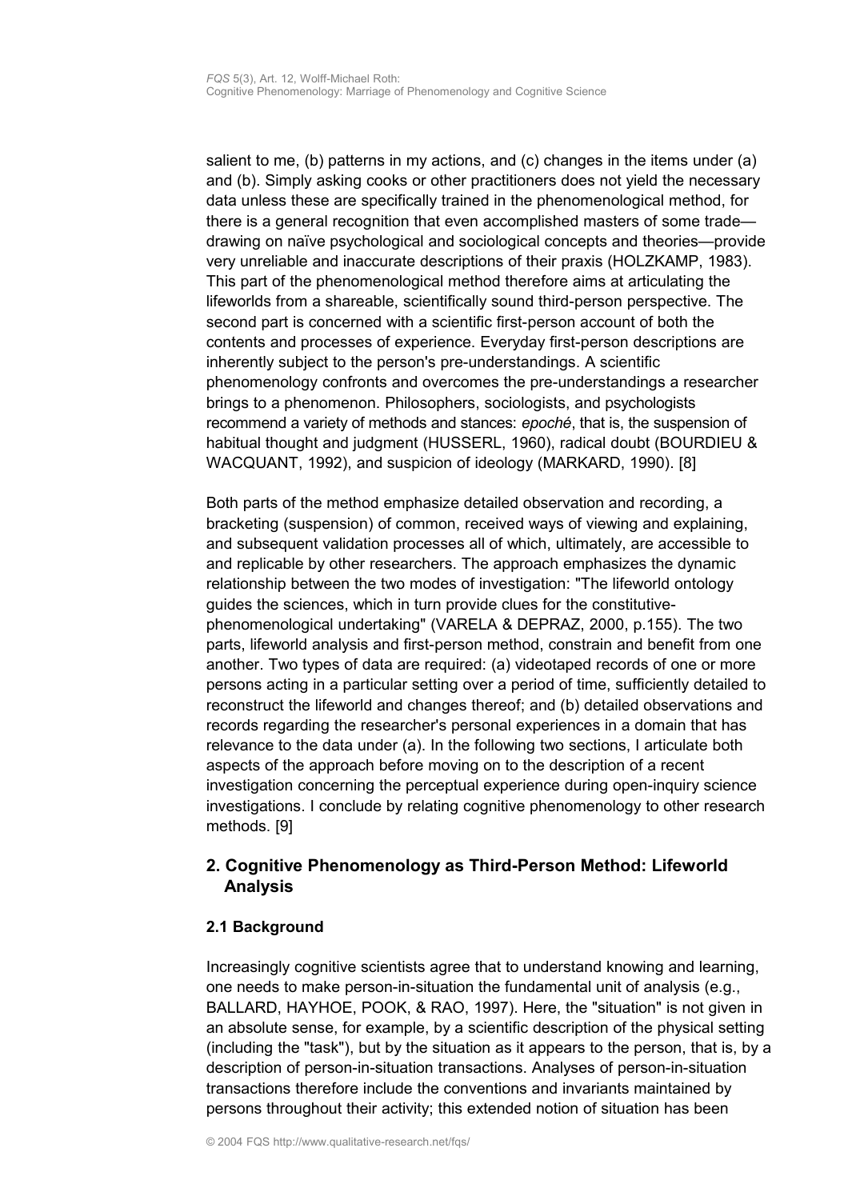salient to me, (b) patterns in my actions, and (c) changes in the items under (a) and (b). Simply asking cooks or other practitioners does not yield the necessary data unless these are specifically trained in the phenomenological method, for there is a general recognition that even accomplished masters of some trade—drawing on naïve psychological and sociological concepts and theories—provide very unreliable and inaccurate descriptions of their praxis (HOLZKAMP, 1983). This part of the phenomenological method therefore aims at articulating the lifeworlds from a shareable, scientifically sound third-person perspective. The second part is concerned with a scientific first-person account of both the contents and processes of experience. Everyday first-person descriptions are inherently subject to the person's pre-understandings. A scientific phenomenology confronts and overcomes the pre-understandings a researcher brings to a phenomenon. Philosophers, sociologists, and psychologists recommend a variety of methods and stances: *epoché*, that is, the suspension of habitual thought and judgment (HUSSERL, 1960), radical doubt (BOURDIEU & WACQUANT, 1992), and suspicion of ideology (MARKARD, 1990). [8]

Both parts of the method emphasize detailed observation and recording, a bracketing (suspension) of common, received ways of viewing and explaining, and subsequent validation processes all of which, ultimately, are accessible to and replicable by other researchers. The approach emphasizes the dynamic relationship between the two modes of investigation: "The lifeworld ontology guides the sciences, which in turn provide clues for the constitutive-phenomenological undertaking" (VARELA & DEPRAZ, 2000, p.155). The two parts, lifeworld analysis and first-person method, constrain and benefit from one another. Two types of data are required: (a) videotaped records of one or more persons acting in a particular setting over a period of time, sufficiently detailed to reconstruct the lifeworld and changes thereof; and (b) detailed observations and records regarding the researcher's personal experiences in a domain that has relevance to the data under (a). In the following two sections, I articulate both aspects of the approach before moving on to the description of a recent investigation concerning the perceptual experience during open-inquiry science investigations. I conclude by relating cognitive phenomenology to other research methods. [9]

## 2. Cognitive Phenomenology as Third-Person Method: Lifeworld Analysis

### 2.1 Background

Increasingly cognitive scientists agree that to understand knowing and learning, one needs to make person-in-situation the fundamental unit of analysis (e.g., BALLARD, HAYHOE, POOK, & RAO, 1997). Here, the "situation" is not given in an absolute sense, for example, by a scientific description of the physical setting (including the "task"), but by the situation as it appears to the person, that is, by a description of person-in-situation transactions. Analyses of person-in-situation transactions therefore include the conventions and invariants maintained by persons throughout their activity; this extended notion of situation has been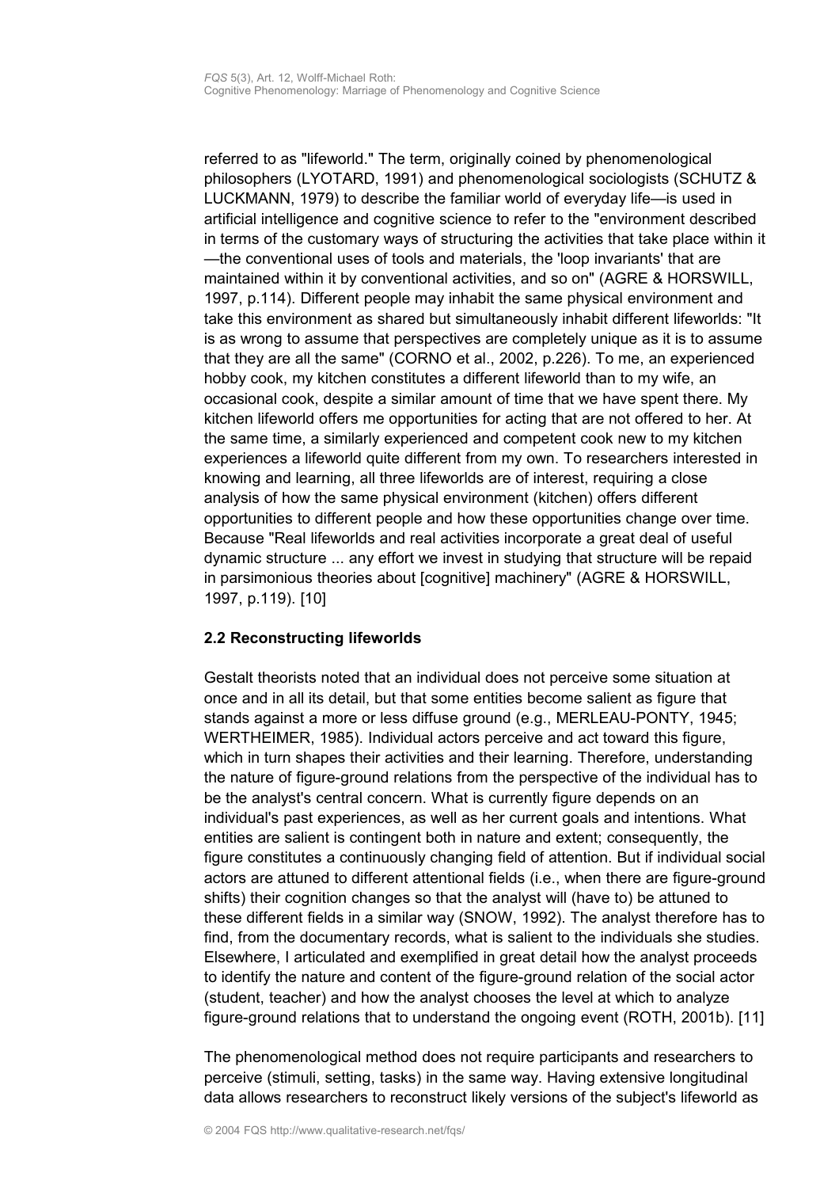referred to as "lifeworld." The term, originally coined by phenomenological philosophers (LYOTARD, 1991) and phenomenological sociologists (SCHUTZ & LUCKMANN, 1979) to describe the familiar world of everyday life—is used in artificial intelligence and cognitive science to refer to the "environment described in terms of the customary ways of structuring the activities that take place within it—the conventional uses of tools and materials, the 'loop invariants' that are maintained within it by conventional activities, and so on" (AGRE & HORSWILL, 1997, p.114). Different people may inhabit the same physical environment and take this environment as shared but simultaneously inhabit different lifeworlds: "It is as wrong to assume that perspectives are completely unique as it is to assume that they are all the same" (CORNO et al., 2002, p.226). To me, an experienced hobby cook, my kitchen constitutes a different lifeworld than to my wife, an occasional cook, despite a similar amount of time that we have spent there. My kitchen lifeworld offers me opportunities for acting that are not offered to her. At the same time, a similarly experienced and competent cook new to my kitchen experiences a lifeworld quite different from my own. To researchers interested in knowing and learning, all three lifeworlds are of interest, requiring a close analysis of how the same physical environment (kitchen) offers different opportunities to different people and how these opportunities change over time. Because "Real lifeworlds and real activities incorporate a great deal of useful dynamic structure ... any effort we invest in studying that structure will be repaid in parsimonious theories about [cognitive] machinery" (AGRE & HORSWILL, 1997, p.119). [10]

### 2.2 Reconstructing lifeworlds

Gestalt theorists noted that an individual does not perceive some situation at once and in all its detail, but that some entities become salient as figure that stands against a more or less diffuse ground (e.g., MERLEAU-PONTY, 1945; WERTHEIMER, 1985). Individual actors perceive and act toward this figure, which in turn shapes their activities and their learning. Therefore, understanding the nature of figure-ground relations from the perspective of the individual has to be the analyst's central concern. What is currently figure depends on an individual's past experiences, as well as her current goals and intentions. What entities are salient is contingent both in nature and extent; consequently, the figure constitutes a continuously changing field of attention. But if individual social actors are attuned to different attentional fields (i.e., when there are figure-ground shifts) their cognition changes so that the analyst will (have to) be attuned to these different fields in a similar way (SNOW, 1992). The analyst therefore has to find, from the documentary records, what is salient to the individuals she studies. Elsewhere, I articulated and exemplified in great detail how the analyst proceeds to identify the nature and content of the figure-ground relation of the social actor (student, teacher) and how the analyst chooses the level at which to analyze figure-ground relations that to understand the ongoing event (ROTH, 2001b). [11]

The phenomenological method does not require participants and researchers to perceive (stimuli, setting, tasks) in the same way. Having extensive longitudinal data allows researchers to reconstruct likely versions of the subject's lifeworld as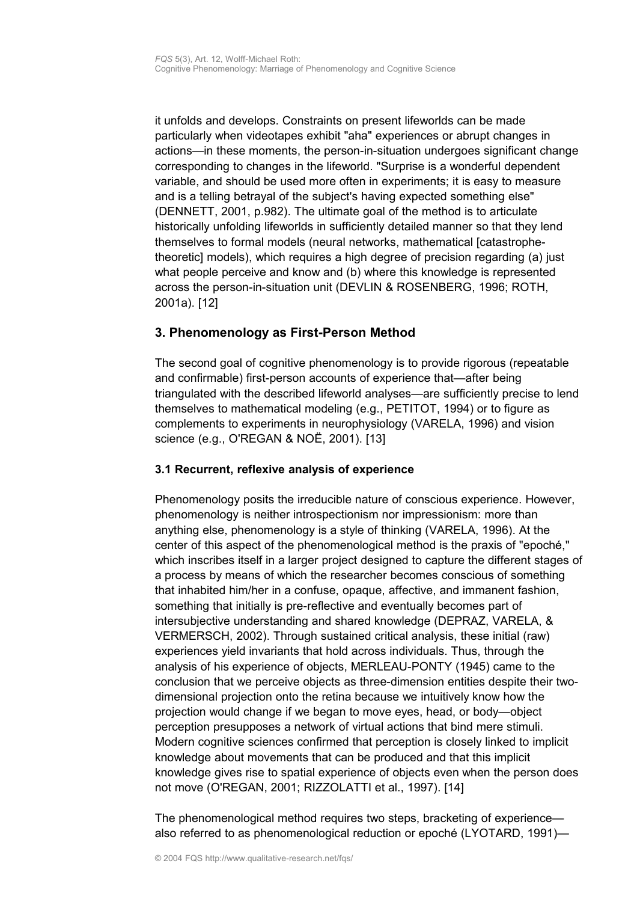it unfolds and develops. Constraints on present lifeworlds can be made particularly when videotapes exhibit "aha" experiences or abrupt changes in actions—in these moments, the person-in-situation undergoes significant change corresponding to changes in the lifeworld. "Surprise is a wonderful dependent variable, and should be used more often in experiments; it is easy to measure and is a telling betrayal of the subject's having expected something else" (DENNETT, 2001, p.982). The ultimate goal of the method is to articulate historically unfolding lifeworlds in sufficiently detailed manner so that they lend themselves to formal models (neural networks, mathematical [catastrophe-theoretic] models), which requires a high degree of precision regarding (a) just what people perceive and know and (b) where this knowledge is represented across the person-in-situation unit (DEVLIN & ROSENBERG, 1996; ROTH, 2001a). [12]

## 3. Phenomenology as First-Person Method

The second goal of cognitive phenomenology is to provide rigorous (repeatable and confirmable) first-person accounts of experience that—after being triangulated with the described lifeworld analyses—are sufficiently precise to lend themselves to mathematical modeling (e.g., PETITOT, 1994) or to figure as complements to experiments in neurophysiology (VARELA, 1996) and vision science (e.g., O'REGAN & NOË, 2001). [13]

### 3.1 Recurrent, reflexive analysis of experience

Phenomenology posits the irreducible nature of conscious experience. However, phenomenology is neither introspectionism nor impressionism: more than anything else, phenomenology is a style of thinking (VARELA, 1996). At the center of this aspect of the phenomenological method is the praxis of "epoché," which inscribes itself in a larger project designed to capture the different stages of a process by means of which the researcher becomes conscious of something that inhabited him/her in a confuse, opaque, affective, and immanent fashion, something that initially is pre-reflective and eventually becomes part of intersubjective understanding and shared knowledge (DEPRAZ, VARELA, & VERMERSCH, 2002). Through sustained critical analysis, these initial (raw) experiences yield invariants that hold across individuals. Thus, through the analysis of his experience of objects, MERLEAU-PONTY (1945) came to the conclusion that we perceive objects as three-dimension entities despite their two-dimensional projection onto the retina because we intuitively know how the projection would change if we began to move eyes, head, or body—object perception presupposes a network of virtual actions that bind mere stimuli. Modern cognitive sciences confirmed that perception is closely linked to implicit knowledge about movements that can be produced and that this implicit knowledge gives rise to spatial experience of objects even when the person does not move (O'REGAN, 2001; RIZZOLATTI et al., 1997). [14]

The phenomenological method requires two steps, bracketing of experience—also referred to as phenomenological reduction or epoché (LYOTARD, 1991)—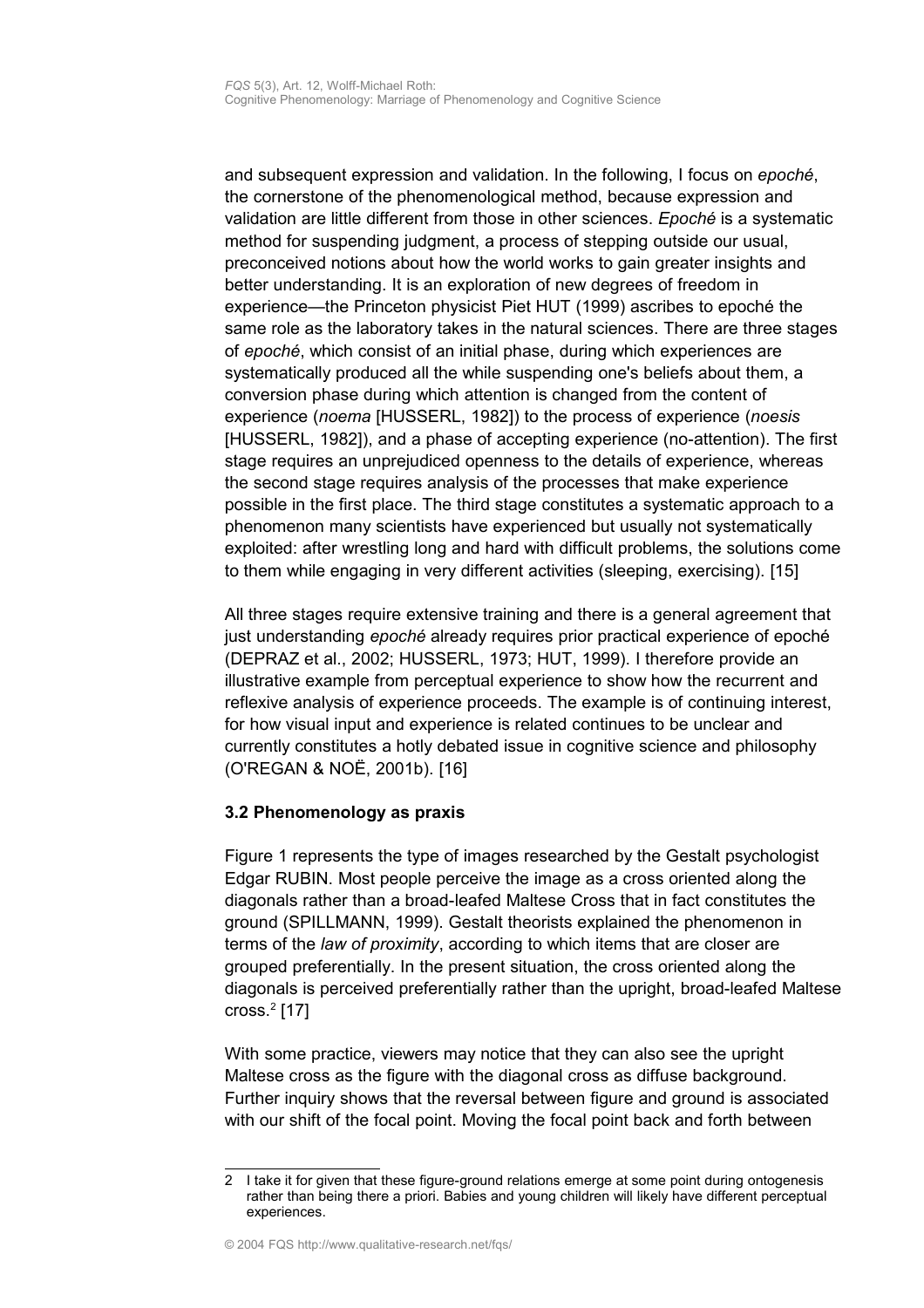and subsequent expression and validation. In the following, I focus on *epoché*, the cornerstone of the phenomenological method, because expression and validation are little different from those in other sciences. *Epoché* is a systematic method for suspending judgment, a process of stepping outside our usual, preconceived notions about how the world works to gain greater insights and better understanding. It is an exploration of new degrees of freedom in experience—the Princeton physicist Piet HUT (1999) ascribes to epoché the same role as the laboratory takes in the natural sciences. There are three stages of *epoché*, which consist of an initial phase, during which experiences are systematically produced all the while suspending one's beliefs about them, a conversion phase during which attention is changed from the content of experience (*noema* [HUSSERL, 1982]) to the process of experience (*noesis* [HUSSERL, 1982]), and a phase of accepting experience (no-attention). The first stage requires an unprejudiced openness to the details of experience, whereas the second stage requires analysis of the processes that make experience possible in the first place. The third stage constitutes a systematic approach to a phenomenon many scientists have experienced but usually not systematically exploited: after wrestling long and hard with difficult problems, the solutions come to them while engaging in very different activities (sleeping, exercising). [15]

All three stages require extensive training and there is a general agreement that just understanding *epoché* already requires prior practical experience of epoché (DEPRAZ et al., 2002; HUSSERL, 1973; HUT, 1999). I therefore provide an illustrative example from perceptual experience to show how the recurrent and reflexive analysis of experience proceeds. The example is of continuing interest, for how visual input and experience is related continues to be unclear and currently constitutes a hotly debated issue in cognitive science and philosophy (O'REGAN & NOË, 2001b). [16]

### 3.2 Phenomenology as praxis

Figure 1 represents the type of images researched by the Gestalt psychologist Edgar RUBIN. Most people perceive the image as a cross oriented along the diagonals rather than a broad-leafed Maltese Cross that in fact constitutes the ground (SPILLMANN, 1999). Gestalt theorists explained the phenomenon in terms of the *law of proximity*, according to which items that are closer are grouped preferentially. In the present situation, the cross oriented along the diagonals is perceived preferentially rather than the upright, broad-leafed Maltese cross.[2] [17]

With some practice, viewers may notice that they can also see the upright Maltese cross as the figure with the diagonal cross as diffuse background. Further inquiry shows that the reversal between figure and ground is associated with our shift of the focal point. Moving the focal point back and forth between

2 I take it for given that these figure-ground relations emerge at some point during ontogenesis rather than being there a priori. Babies and young children will likely have different perceptual experiences.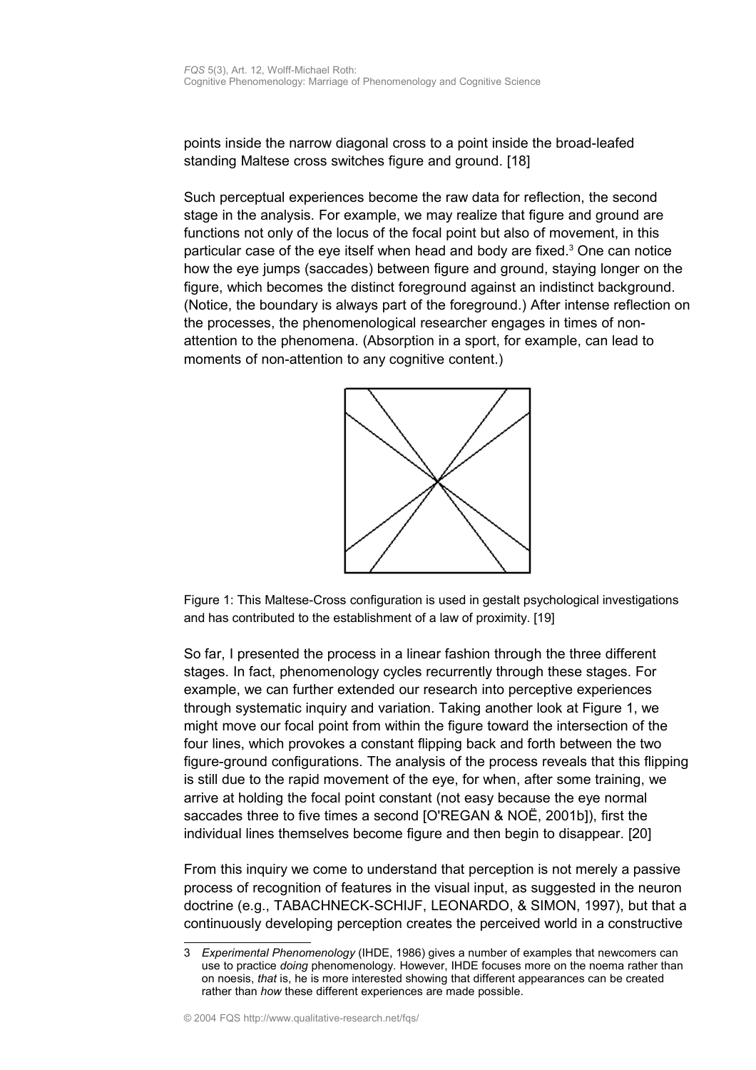points inside the narrow diagonal cross to a point inside the broad-leafed standing Maltese cross switches figure and ground. [18]

Such perceptual experiences become the raw data for reflection, the second stage in the analysis. For example, we may realize that figure and ground are functions not only of the locus of the focal point but also of movement, in this particular case of the eye itself when head and body are fixed.[3] One can notice how the eye jumps (saccades) between figure and ground, staying longer on the figure, which becomes the distinct foreground against an indistinct background. (Notice, the boundary is always part of the foreground.) After intense reflection on the processes, the phenomenological researcher engages in times of non-attention to the phenomena. (Absorption in a sport, for example, can lead to moments of non-attention to any cognitive content.)

Figure 1: This Maltese-Cross configuration is used in gestalt psychological investigations and has contributed to the establishment of a law of proximity. [19]

So far, I presented the process in a linear fashion through the three different stages. In fact, phenomenology cycles recurrently through these stages. For example, we can further extended our research into perceptive experiences through systematic inquiry and variation. Taking another look at Figure 1, we might move our focal point from within the figure toward the intersection of the four lines, which provokes a constant flipping back and forth between the two figure-ground configurations. The analysis of the process reveals that this flipping is still due to the rapid movement of the eye, for when, after some training, we arrive at holding the focal point constant (not easy because the eye normal saccades three to five times a second [O'REGAN & NOË, 2001b]), first the individual lines themselves become figure and then begin to disappear. [20]

From this inquiry we come to understand that perception is not merely a passive process of recognition of features in the visual input, as suggested in the neuron doctrine (e.g., TABACHNECK-SCHIJF, LEONARDO, & SIMON, 1997), but that a continuously developing perception creates the perceived world in a constructive

3 *Experimental Phenomenology* (IHDE, 1986) gives a number of examples that newcomers can use to practice *doing* phenomenology. However, IHDE focuses more on the noema rather than on noesis, *that* is, he is more interested showing that different appearances can be created rather than *how* these different experiences are made possible.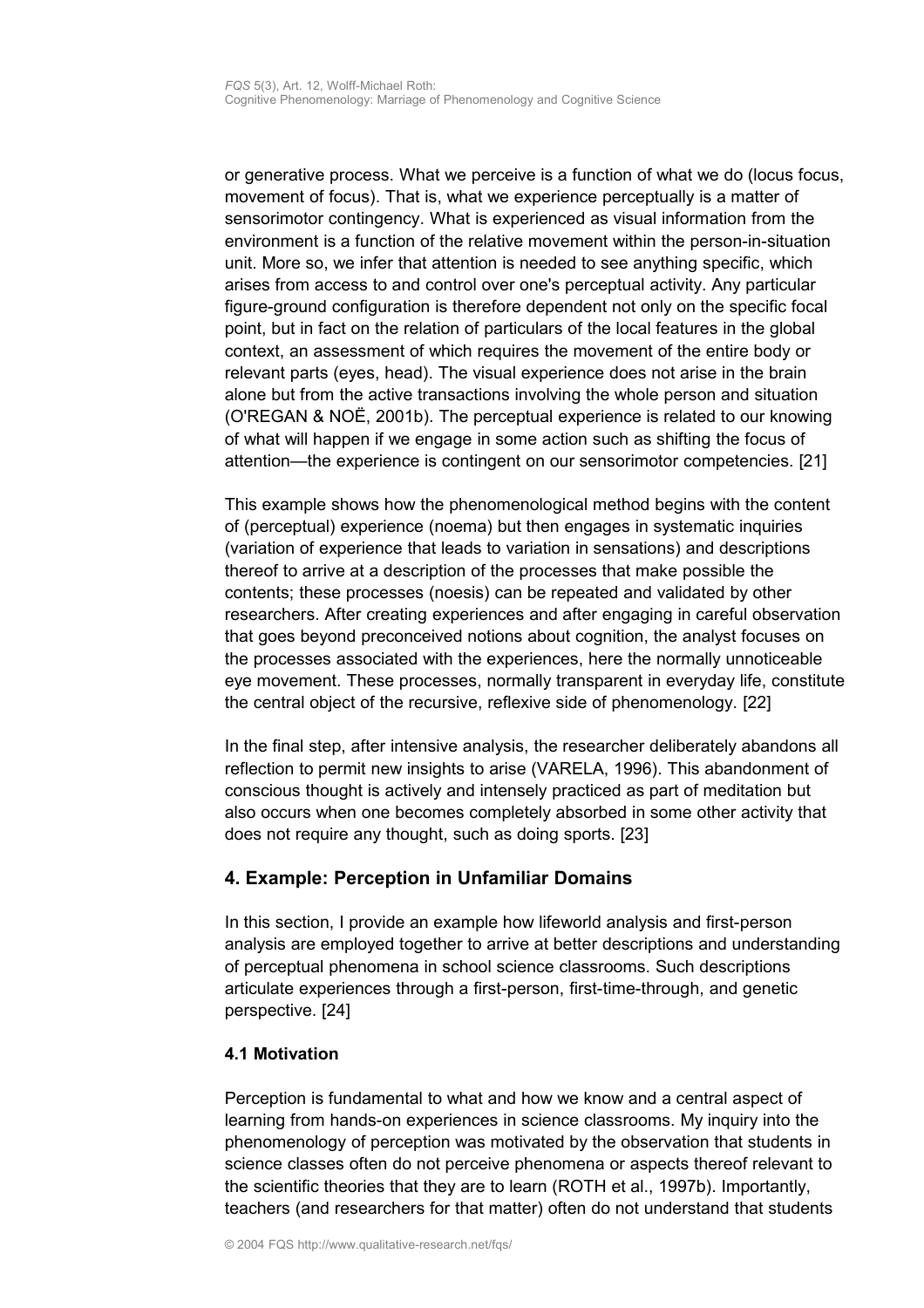or generative process. What we perceive is a function of what we do (locus focus, movement of focus). That is, what we experience perceptually is a matter of sensorimotor contingency. What is experienced as visual information from the environment is a function of the relative movement within the person-in-situation unit. More so, we infer that attention is needed to see anything specific, which arises from access to and control over one's perceptual activity. Any particular figure-ground configuration is therefore dependent not only on the specific focal point, but in fact on the relation of particulars of the local features in the global context, an assessment of which requires the movement of the entire body or relevant parts (eyes, head). The visual experience does not arise in the brain alone but from the active transactions involving the whole person and situation (O'REGAN & NOË, 2001b). The perceptual experience is related to our knowing of what will happen if we engage in some action such as shifting the focus of attention—the experience is contingent on our sensorimotor competencies. [21]

This example shows how the phenomenological method begins with the content of (perceptual) experience (noema) but then engages in systematic inquiries (variation of experience that leads to variation in sensations) and descriptions thereof to arrive at a description of the processes that make possible the contents; these processes (noesis) can be repeated and validated by other researchers. After creating experiences and after engaging in careful observation that goes beyond preconceived notions about cognition, the analyst focuses on the processes associated with the experiences, here the normally unnoticeable eye movement. These processes, normally transparent in everyday life, constitute the central object of the recursive, reflexive side of phenomenology. [22]

In the final step, after intensive analysis, the researcher deliberately abandons all reflection to permit new insights to arise (VARELA, 1996). This abandonment of conscious thought is actively and intensely practiced as part of meditation but also occurs when one becomes completely absorbed in some other activity that does not require any thought, such as doing sports. [23]

## 4. Example: Perception in Unfamiliar Domains

In this section, I provide an example how lifeworld analysis and first-person analysis are employed together to arrive at better descriptions and understanding of perceptual phenomena in school science classrooms. Such descriptions articulate experiences through a first-person, first-time-through, and genetic perspective. [24]

### 4.1 Motivation

Perception is fundamental to what and how we know and a central aspect of learning from hands-on experiences in science classrooms. My inquiry into the phenomenology of perception was motivated by the observation that students in science classes often do not perceive phenomena or aspects thereof relevant to the scientific theories that they are to learn (ROTH et al., 1997b). Importantly, teachers (and researchers for that matter) often do not understand that students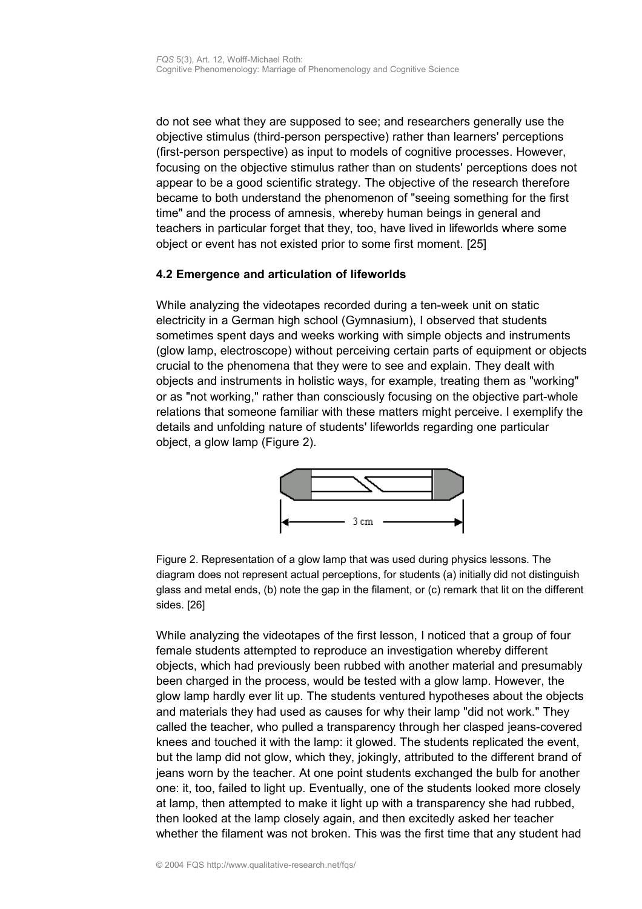do not see what they are supposed to see; and researchers generally use the objective stimulus (third-person perspective) rather than learners' perceptions (first-person perspective) as input to models of cognitive processes. However, focusing on the objective stimulus rather than on students' perceptions does not appear to be a good scientific strategy. The objective of the research therefore became to both understand the phenomenon of "seeing something for the first time" and the process of amnesis, whereby human beings in general and teachers in particular forget that they, too, have lived in lifeworlds where some object or event has not existed prior to some first moment. [25]

### 4.2 Emergence and articulation of lifeworlds

While analyzing the videotapes recorded during a ten-week unit on static electricity in a German high school (Gymnasium), I observed that students sometimes spent days and weeks working with simple objects and instruments (glow lamp, electroscope) without perceiving certain parts of equipment or objects crucial to the phenomena that they were to see and explain. They dealt with objects and instruments in holistic ways, for example, treating them as "working" or as "not working," rather than consciously focusing on the objective part-whole relations that someone familiar with these matters might perceive. I exemplify the details and unfolding nature of students' lifeworlds regarding one particular object, a glow lamp (Figure 2).

Figure 2. Representation of a glow lamp that was used during physics lessons. The diagram does not represent actual perceptions, for students (a) initially did not distinguish glass and metal ends, (b) note the gap in the filament, or (c) remark that lit on the different sides. [26]

While analyzing the videotapes of the first lesson, I noticed that a group of four female students attempted to reproduce an investigation whereby different objects, which had previously been rubbed with another material and presumably been charged in the process, would be tested with a glow lamp. However, the glow lamp hardly ever lit up. The students ventured hypotheses about the objects and materials they had used as causes for why their lamp "did not work." They called the teacher, who pulled a transparency through her clasped jeans-covered knees and touched it with the lamp: it glowed. The students replicated the event, but the lamp did not glow, which they, jokingly, attributed to the different brand of jeans worn by the teacher. At one point students exchanged the bulb for another one: it, too, failed to light up. Eventually, one of the students looked more closely at lamp, then attempted to make it light up with a transparency she had rubbed, then looked at the lamp closely again, and then excitedly asked her teacher whether the filament was not broken. This was the first time that any student had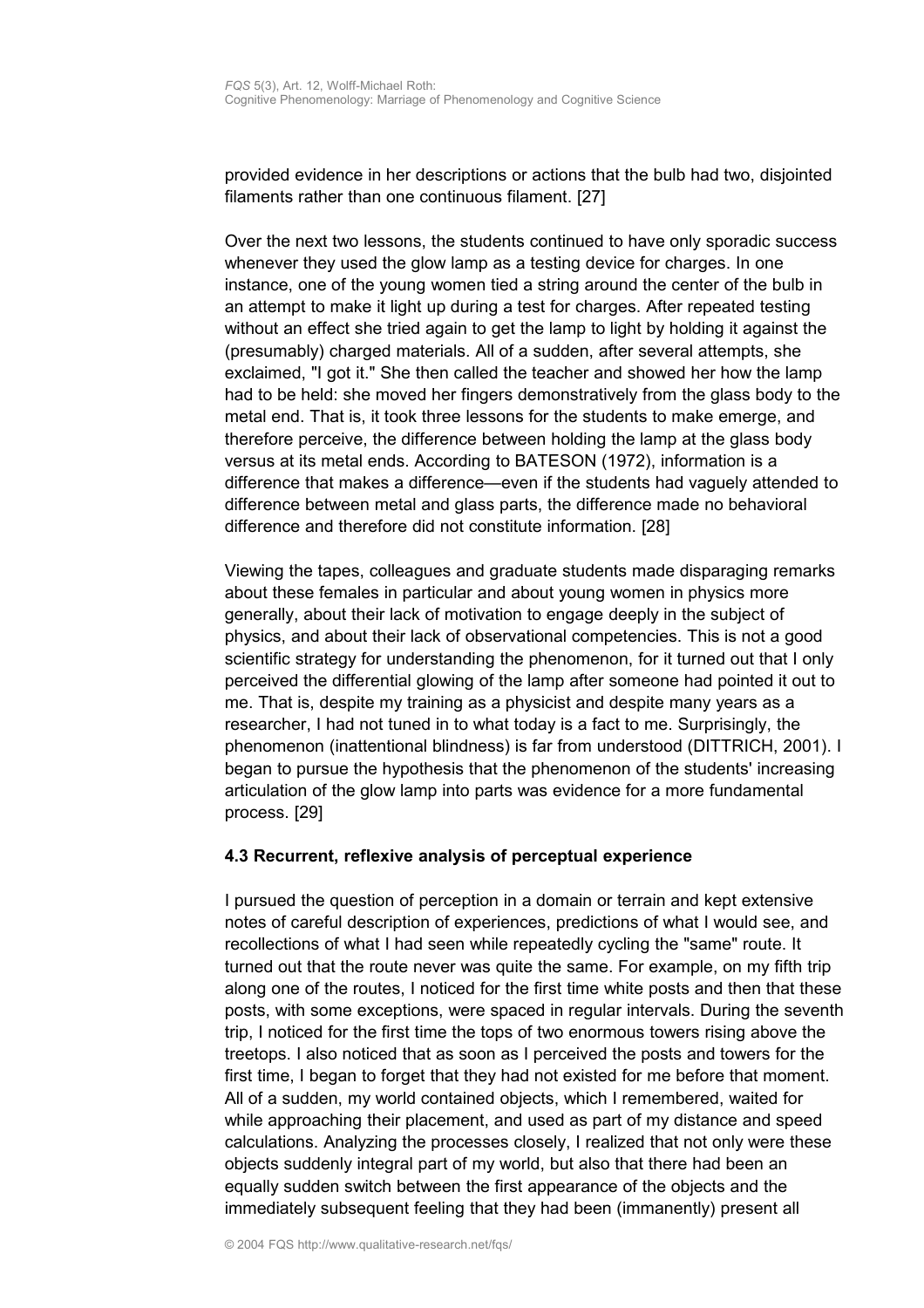provided evidence in her descriptions or actions that the bulb had two, disjointed filaments rather than one continuous filament. [27]

Over the next two lessons, the students continued to have only sporadic success whenever they used the glow lamp as a testing device for charges. In one instance, one of the young women tied a string around the center of the bulb in an attempt to make it light up during a test for charges. After repeated testing without an effect she tried again to get the lamp to light by holding it against the (presumably) charged materials. All of a sudden, after several attempts, she exclaimed, "I got it." She then called the teacher and showed her how the lamp had to be held: she moved her fingers demonstratively from the glass body to the metal end. That is, it took three lessons for the students to make emerge, and therefore perceive, the difference between holding the lamp at the glass body versus at its metal ends. According to BATESON (1972), information is a difference that makes a difference—even if the students had vaguely attended to difference between metal and glass parts, the difference made no behavioral difference and therefore did not constitute information. [28]

Viewing the tapes, colleagues and graduate students made disparaging remarks about these females in particular and about young women in physics more generally, about their lack of motivation to engage deeply in the subject of physics, and about their lack of observational competencies. This is not a good scientific strategy for understanding the phenomenon, for it turned out that I only perceived the differential glowing of the lamp after someone had pointed it out to me. That is, despite my training as a physicist and despite many years as a researcher, I had not tuned in to what today is a fact to me. Surprisingly, the phenomenon (inattentional blindness) is far from understood (DITTRICH, 2001). I began to pursue the hypothesis that the phenomenon of the students' increasing articulation of the glow lamp into parts was evidence for a more fundamental process. [29]

### 4.3 Recurrent, reflexive analysis of perceptual experience

I pursued the question of perception in a domain or terrain and kept extensive notes of careful description of experiences, predictions of what I would see, and recollections of what I had seen while repeatedly cycling the "same" route. It turned out that the route never was quite the same. For example, on my fifth trip along one of the routes, I noticed for the first time white posts and then that these posts, with some exceptions, were spaced in regular intervals. During the seventh trip, I noticed for the first time the tops of two enormous towers rising above the treetops. I also noticed that as soon as I perceived the posts and towers for the first time, I began to forget that they had not existed for me before that moment. All of a sudden, my world contained objects, which I remembered, waited for while approaching their placement, and used as part of my distance and speed calculations. Analyzing the processes closely, I realized that not only were these objects suddenly integral part of my world, but also that there had been an equally sudden switch between the first appearance of the objects and the immediately subsequent feeling that they had been (immanently) present all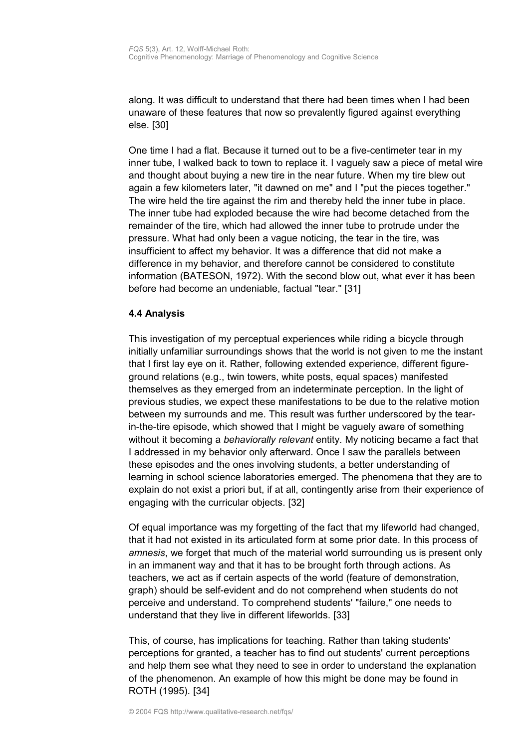along. It was difficult to understand that there had been times when I had been unaware of these features that now so prevalently figured against everything else. [30]

One time I had a flat. Because it turned out to be a five-centimeter tear in my inner tube, I walked back to town to replace it. I vaguely saw a piece of metal wire and thought about buying a new tire in the near future. When my tire blew out again a few kilometers later, "it dawned on me" and I "put the pieces together." The wire held the tire against the rim and thereby held the inner tube in place. The inner tube had exploded because the wire had become detached from the remainder of the tire, which had allowed the inner tube to protrude under the pressure. What had only been a vague noticing, the tear in the tire, was insufficient to affect my behavior. It was a difference that did not make a difference in my behavior, and therefore cannot be considered to constitute information (BATESON, 1972). With the second blow out, what ever it has been before had become an undeniable, factual "tear." [31]

### 4.4 Analysis

This investigation of my perceptual experiences while riding a bicycle through initially unfamiliar surroundings shows that the world is not given to me the instant that I first lay eye on it. Rather, following extended experience, different figure-ground relations (e.g., twin towers, white posts, equal spaces) manifested themselves as they emerged from an indeterminate perception. In the light of previous studies, we expect these manifestations to be due to the relative motion between my surrounds and me. This result was further underscored by the tear-in-the-tire episode, which showed that I might be vaguely aware of something without it becoming a *behaviorally relevant* entity. My noticing became a fact that I addressed in my behavior only afterward. Once I saw the parallels between these episodes and the ones involving students, a better understanding of learning in school science laboratories emerged. The phenomena that they are to explain do not exist a priori but, if at all, contingently arise from their experience of engaging with the curricular objects. [32]

Of equal importance was my forgetting of the fact that my lifeworld had changed, that it had not existed in its articulated form at some prior date. In this process of *amnesis*, we forget that much of the material world surrounding us is present only in an immanent way and that it has to be brought forth through actions. As teachers, we act as if certain aspects of the world (feature of demonstration, graph) should be self-evident and do not comprehend when students do not perceive and understand. To comprehend students' "failure," one needs to understand that they live in different lifeworlds. [33]

This, of course, has implications for teaching. Rather than taking students' perceptions for granted, a teacher has to find out students' current perceptions and help them see what they need to see in order to understand the explanation of the phenomenon. An example of how this might be done may be found in ROTH (1995). [34]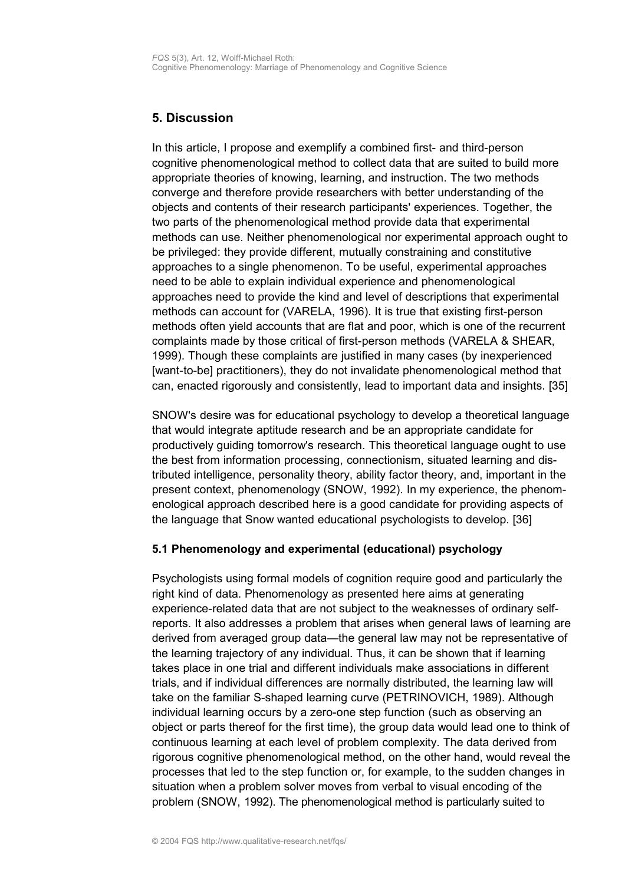## 5. Discussion

In this article, I propose and exemplify a combined first- and third-person cognitive phenomenological method to collect data that are suited to build more appropriate theories of knowing, learning, and instruction. The two methods converge and therefore provide researchers with better understanding of the objects and contents of their research participants' experiences. Together, the two parts of the phenomenological method provide data that experimental methods can use. Neither phenomenological nor experimental approach ought to be privileged: they provide different, mutually constraining and constitutive approaches to a single phenomenon. To be useful, experimental approaches need to be able to explain individual experience and phenomenological approaches need to provide the kind and level of descriptions that experimental methods can account for (VARELA, 1996). It is true that existing first-person methods often yield accounts that are flat and poor, which is one of the recurrent complaints made by those critical of first-person methods (VARELA & SHEAR, 1999). Though these complaints are justified in many cases (by inexperienced [want-to-be] practitioners), they do not invalidate phenomenological method that can, enacted rigorously and consistently, lead to important data and insights. [35]

SNOW's desire was for educational psychology to develop a theoretical language that would integrate aptitude research and be an appropriate candidate for productively guiding tomorrow's research. This theoretical language ought to use the best from information processing, connectionism, situated learning and distributed intelligence, personality theory, ability factor theory, and, important in the present context, phenomenology (SNOW, 1992). In my experience, the phenomenological approach described here is a good candidate for providing aspects of the language that Snow wanted educational psychologists to develop. [36]

### 5.1 Phenomenology and experimental (educational) psychology

Psychologists using formal models of cognition require good and particularly the right kind of data. Phenomenology as presented here aims at generating experience-related data that are not subject to the weaknesses of ordinary self-reports. It also addresses a problem that arises when general laws of learning are derived from averaged group data—the general law may not be representative of the learning trajectory of any individual. Thus, it can be shown that if learning takes place in one trial and different individuals make associations in different trials, and if individual differences are normally distributed, the learning law will take on the familiar S-shaped learning curve (PETRINOVICH, 1989). Although individual learning occurs by a zero-one step function (such as observing an object or parts thereof for the first time), the group data would lead one to think of continuous learning at each level of problem complexity. The data derived from rigorous cognitive phenomenological method, on the other hand, would reveal the processes that led to the step function or, for example, to the sudden changes in situation when a problem solver moves from verbal to visual encoding of the problem (SNOW, 1992). The phenomenological method is particularly suited to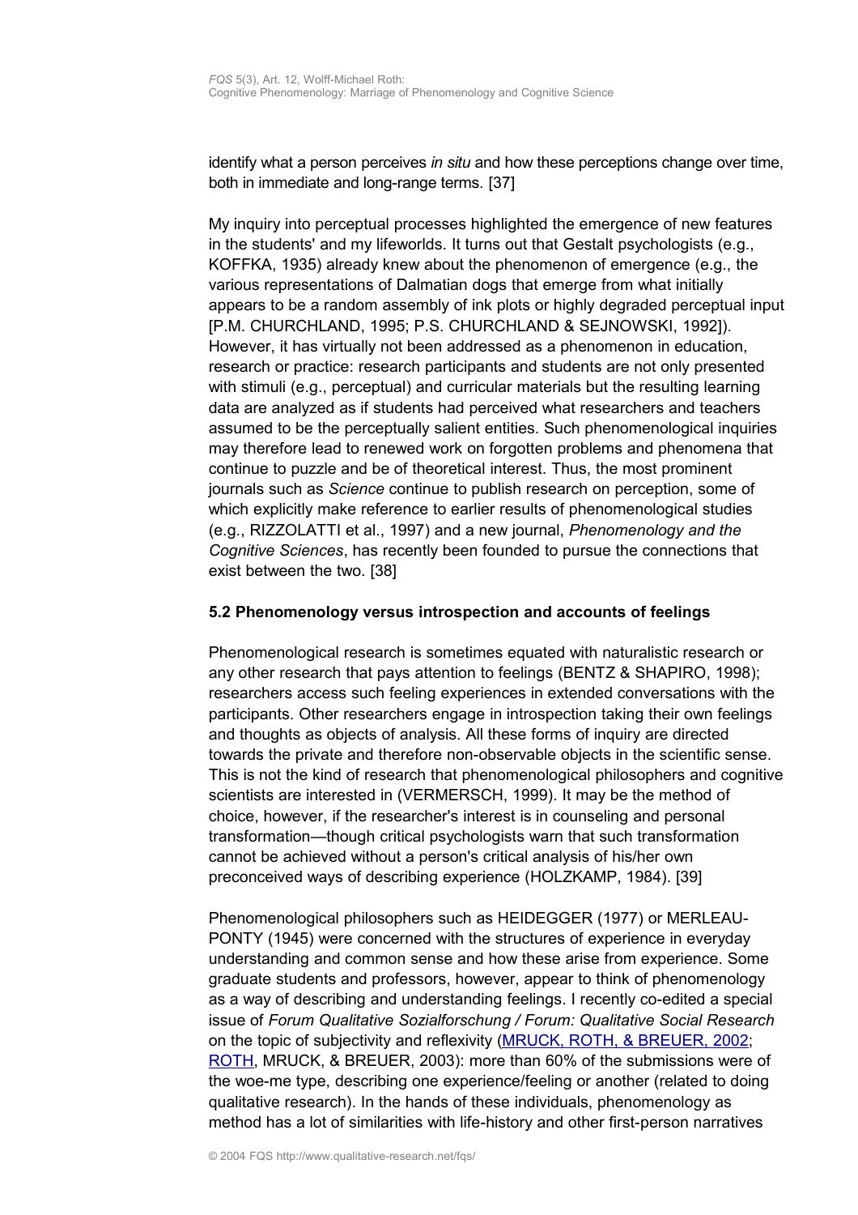identify what a person perceives *in situ* and how these perceptions change over time, both in immediate and long-range terms. [37]

My inquiry into perceptual processes highlighted the emergence of new features in the students' and my lifeworlds. It turns out that Gestalt psychologists (e.g., KOFFKA, 1935) already knew about the phenomenon of emergence (e.g., the various representations of Dalmatian dogs that emerge from what initially appears to be a random assembly of ink plots or highly degraded perceptual input [P.M. CHURCHLAND, 1995; P.S. CHURCHLAND & SEJNOWSKI, 1992]). However, it has virtually not been addressed as a phenomenon in education, research or practice: research participants and students are not only presented with stimuli (e.g., perceptual) and curricular materials but the resulting learning data are analyzed as if students had perceived what researchers and teachers assumed to be the perceptually salient entities. Such phenomenological inquiries may therefore lead to renewed work on forgotten problems and phenomena that continue to puzzle and be of theoretical interest. Thus, the most prominent journals such as *Science* continue to publish research on perception, some of which explicitly make reference to earlier results of phenomenological studies (e.g., RIZZOLATTI et al., 1997) and a new journal, *Phenomenology and the Cognitive Sciences*, has recently been founded to pursue the connections that exist between the two. [38]

### 5.2 Phenomenology versus introspection and accounts of feelings

Phenomenological research is sometimes equated with naturalistic research or any other research that pays attention to feelings (BENTZ & SHAPIRO, 1998); researchers access such feeling experiences in extended conversations with the participants. Other researchers engage in introspection taking their own feelings and thoughts as objects of analysis. All these forms of inquiry are directed towards the private and therefore non-observable objects in the scientific sense. This is not the kind of research that phenomenological philosophers and cognitive scientists are interested in (VERMERSCH, 1999). It may be the method of choice, however, if the researcher's interest is in counseling and personal transformation—though critical psychologists warn that such transformation cannot be achieved without a person's critical analysis of his/her own preconceived ways of describing experience (HOLZKAMP, 1984). [39]

Phenomenological philosophers such as HEIDEGGER (1977) or MERLEAU-PONTY (1945) were concerned with the structures of experience in everyday understanding and common sense and how these arise from experience. Some graduate students and professors, however, appear to think of phenomenology as a way of describing and understanding feelings. I recently co-edited a special issue of *Forum Qualitative Sozialforschung / Forum: Qualitative Social Research* on the topic of subjectivity and reflexivity (MRUCK, ROTH, & BREUER, 2002; ROTH, MRUCK, & BREUER, 2003): more than 60% of the submissions were of the woe-me type, describing one experience/feeling or another (related to doing qualitative research). In the hands of these individuals, phenomenology as method has a lot of similarities with life-history and other first-person narratives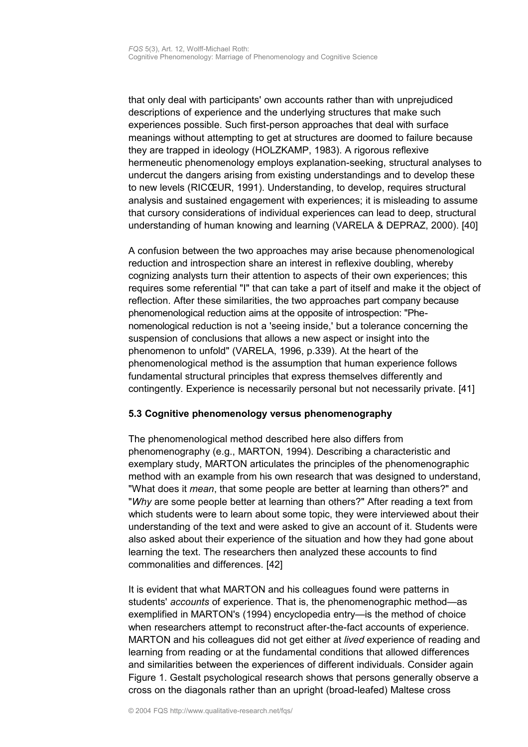that only deal with participants' own accounts rather than with unprejudiced descriptions of experience and the underlying structures that make such experiences possible. Such first-person approaches that deal with surface meanings without attempting to get at structures are doomed to failure because they are trapped in ideology (HOLZKAMP, 1983). A rigorous reflexive hermeneutic phenomenology employs explanation-seeking, structural analyses to undercut the dangers arising from existing understandings and to develop these to new levels (RICŒUR, 1991). Understanding, to develop, requires structural analysis and sustained engagement with experiences; it is misleading to assume that cursory considerations of individual experiences can lead to deep, structural understanding of human knowing and learning (VARELA & DEPRAZ, 2000). [40]

A confusion between the two approaches may arise because phenomenological reduction and introspection share an interest in reflexive doubling, whereby cognizing analysts turn their attention to aspects of their own experiences; this requires some referential "I" that can take a part of itself and make it the object of reflection. After these similarities, the two approaches part company because phenomenological reduction aims at the opposite of introspection: "Phenomenological reduction is not a 'seeing inside,' but a tolerance concerning the suspension of conclusions that allows a new aspect or insight into the phenomenon to unfold" (VARELA, 1996, p.339). At the heart of the phenomenological method is the assumption that human experience follows fundamental structural principles that express themselves differently and contingently. Experience is necessarily personal but not necessarily private. [41]

### 5.3 Cognitive phenomenology versus phenomenography

The phenomenological method described here also differs from phenomenography (e.g., MARTON, 1994). Describing a characteristic and exemplary study, MARTON articulates the principles of the phenomenographic method with an example from his own research that was designed to understand, "What does it *mean*, that some people are better at learning than others?" and "*Why* are some people better at learning than others?" After reading a text from which students were to learn about some topic, they were interviewed about their understanding of the text and were asked to give an account of it. Students were also asked about their experience of the situation and how they had gone about learning the text. The researchers then analyzed these accounts to find commonalities and differences. [42]

It is evident that what MARTON and his colleagues found were patterns in students' *accounts* of experience. That is, the phenomenographic method—as exemplified in MARTON's (1994) encyclopedia entry—is the method of choice when researchers attempt to reconstruct after-the-fact accounts of experience. MARTON and his colleagues did not get either at *lived* experience of reading and learning from reading or at the fundamental conditions that allowed differences and similarities between the experiences of different individuals. Consider again Figure 1. Gestalt psychological research shows that persons generally observe a cross on the diagonals rather than an upright (broad-leafed) Maltese cross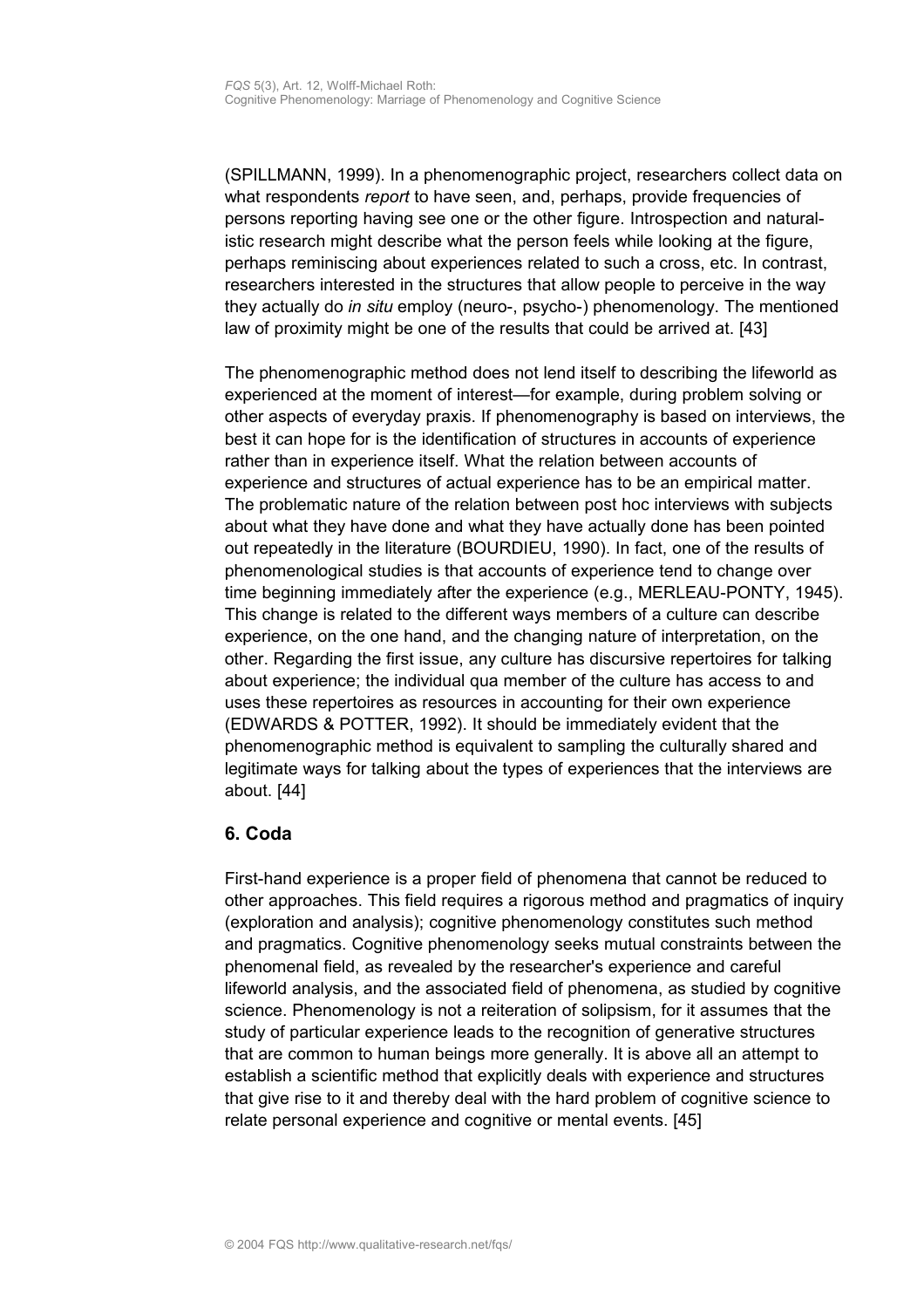(SPILLMANN, 1999). In a phenomenographic project, researchers collect data on what respondents *report* to have seen, and, perhaps, provide frequencies of persons reporting having see one or the other figure. Introspection and naturalistic research might describe what the person feels while looking at the figure, perhaps reminiscing about experiences related to such a cross, etc. In contrast, researchers interested in the structures that allow people to perceive in the way they actually do *in situ* employ (neuro-, psycho-) phenomenology. The mentioned law of proximity might be one of the results that could be arrived at. [43]

The phenomenographic method does not lend itself to describing the lifeworld as experienced at the moment of interest—for example, during problem solving or other aspects of everyday praxis. If phenomenography is based on interviews, the best it can hope for is the identification of structures in accounts of experience rather than in experience itself. What the relation between accounts of experience and structures of actual experience has to be an empirical matter. The problematic nature of the relation between post hoc interviews with subjects about what they have done and what they have actually done has been pointed out repeatedly in the literature (BOURDIEU, 1990). In fact, one of the results of phenomenological studies is that accounts of experience tend to change over time beginning immediately after the experience (e.g., MERLEAU-PONTY, 1945). This change is related to the different ways members of a culture can describe experience, on the one hand, and the changing nature of interpretation, on the other. Regarding the first issue, any culture has discursive repertoires for talking about experience; the individual qua member of the culture has access to and uses these repertoires as resources in accounting for their own experience (EDWARDS & POTTER, 1992). It should be immediately evident that the phenomenographic method is equivalent to sampling the culturally shared and legitimate ways for talking about the types of experiences that the interviews are about. [44]

## 6. Coda

First-hand experience is a proper field of phenomena that cannot be reduced to other approaches. This field requires a rigorous method and pragmatics of inquiry (exploration and analysis); cognitive phenomenology constitutes such method and pragmatics. Cognitive phenomenology seeks mutual constraints between the phenomenal field, as revealed by the researcher's experience and careful lifeworld analysis, and the associated field of phenomena, as studied by cognitive science. Phenomenology is not a reiteration of solipsism, for it assumes that the study of particular experience leads to the recognition of generative structures that are common to human beings more generally. It is above all an attempt to establish a scientific method that explicitly deals with experience and structures that give rise to it and thereby deal with the hard problem of cognitive science to relate personal experience and cognitive or mental events. [45]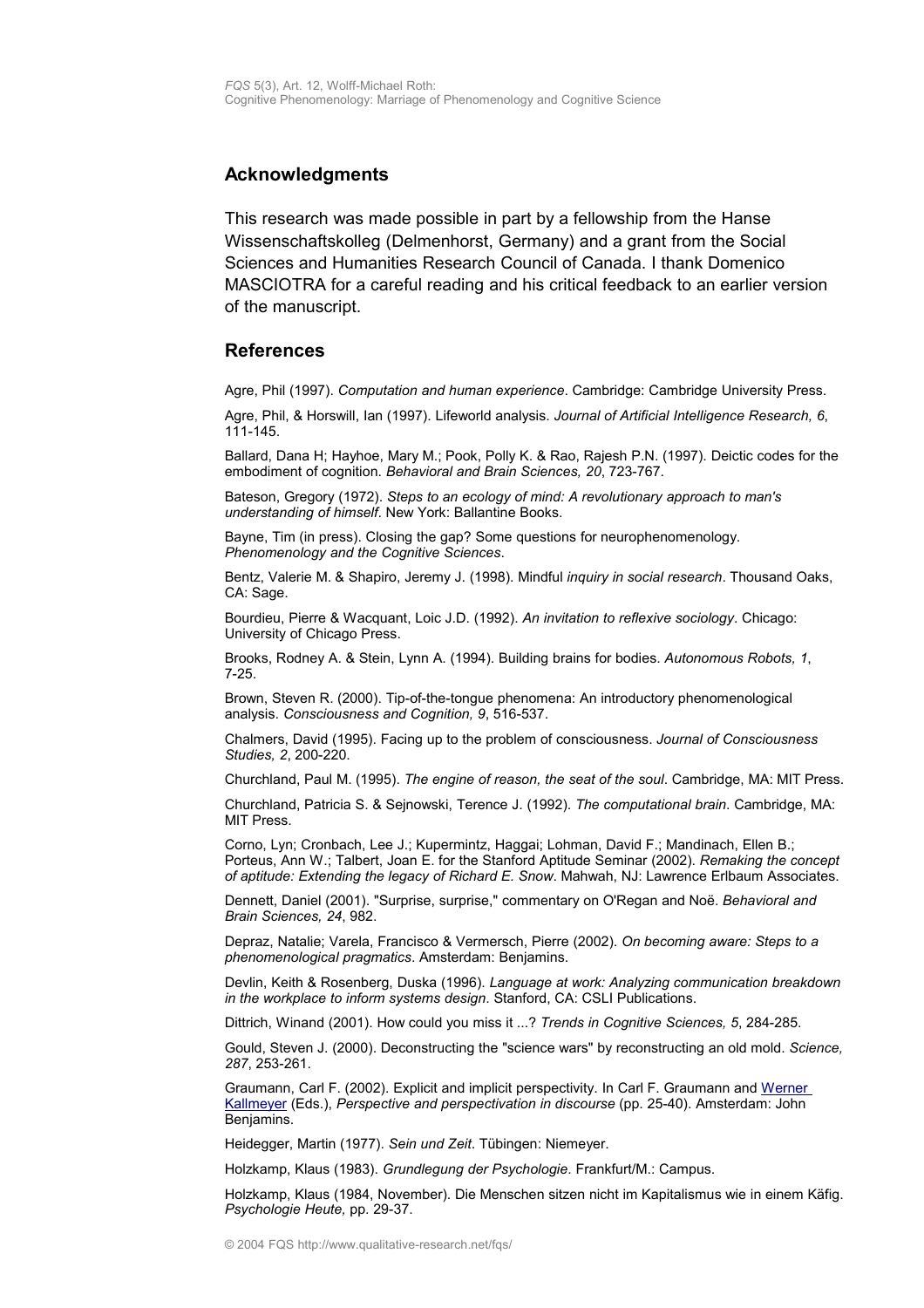## Acknowledgments

This research was made possible in part by a fellowship from the Hanse Wissenschaftskolleg (Delmenhorst, Germany) and a grant from the Social Sciences and Humanities Research Council of Canada. I thank Domenico MASCIOTRA for a careful reading and his critical feedback to an earlier version of the manuscript.

## References

Agre, Phil (1997). *Computation and human experience*. Cambridge: Cambridge University Press.

Agre, Phil, & Horswill, Ian (1997). Lifeworld analysis. *Journal of Artificial Intelligence Research, 6*, 111-145.

Ballard, Dana H; Hayhoe, Mary M.; Pook, Polly K. & Rao, Rajesh P.N. (1997). Deictic codes for the embodiment of cognition. *Behavioral and Brain Sciences, 20*, 723-767.

Bateson, Gregory (1972). *Steps to an ecology of mind: A revolutionary approach to man's understanding of himself*. New York: Ballantine Books.

Bayne, Tim (in press). Closing the gap? Some questions for neurophenomenology. *Phenomenology and the Cognitive Sciences*.

Bentz, Valerie M. & Shapiro, Jeremy J. (1998). Mindful *inquiry in social research*. Thousand Oaks, CA: Sage.

Bourdieu, Pierre & Wacquant, Loic J.D. (1992). *An invitation to reflexive sociology*. Chicago: University of Chicago Press.

Brooks, Rodney A. & Stein, Lynn A. (1994). Building brains for bodies. *Autonomous Robots, 1*, 7-25.

Brown, Steven R. (2000). Tip-of-the-tongue phenomena: An introductory phenomenological analysis. *Consciousness and Cognition, 9*, 516-537.

Chalmers, David (1995). Facing up to the problem of consciousness. *Journal of Consciousness Studies, 2*, 200-220.

Churchland, Paul M. (1995). *The engine of reason, the seat of the soul*. Cambridge, MA: MIT Press.

Churchland, Patricia S. & Sejnowski, Terence J. (1992). *The computational brain*. Cambridge, MA: MIT Press.

Corno, Lyn; Cronbach, Lee J.; Kupermintz, Haggai; Lohman, David F.; Mandinach, Ellen B.; Porteus, Ann W.; Talbert, Joan E. for the Stanford Aptitude Seminar (2002). *Remaking the concept of aptitude: Extending the legacy of Richard E. Snow*. Mahwah, NJ: Lawrence Erlbaum Associates.

Dennett, Daniel (2001). "Surprise, surprise," commentary on O'Regan and Noë. *Behavioral and Brain Sciences, 24*, 982.

Depraz, Natalie; Varela, Francisco & Vermersch, Pierre (2002). *On becoming aware: Steps to a phenomenological pragmatics*. Amsterdam: Benjamins.

Devlin, Keith & Rosenberg, Duska (1996). *Language at work: Analyzing communication breakdown in the workplace to inform systems design*. Stanford, CA: CSLI Publications.

Dittrich, Winand (2001). How could you miss it ...? *Trends in Cognitive Sciences, 5*, 284-285.

Gould, Steven J. (2000). Deconstructing the "science wars" by reconstructing an old mold. *Science, 287*, 253-261.

Graumann, Carl F. (2002). Explicit and implicit perspectivity. In Carl F. Graumann and Werner Kallmeyer (Eds.), *Perspective and perspectivation in discourse* (pp. 25-40). Amsterdam: John Benjamins.

Heidegger, Martin (1977). *Sein und Zeit*. Tübingen: Niemeyer.

Holzkamp, Klaus (1983). *Grundlegung der Psychologie*. Frankfurt/M.: Campus.

Holzkamp, Klaus (1984, November). Die Menschen sitzen nicht im Kapitalismus wie in einem Käfig. *Psychologie Heute,* pp. 29-37.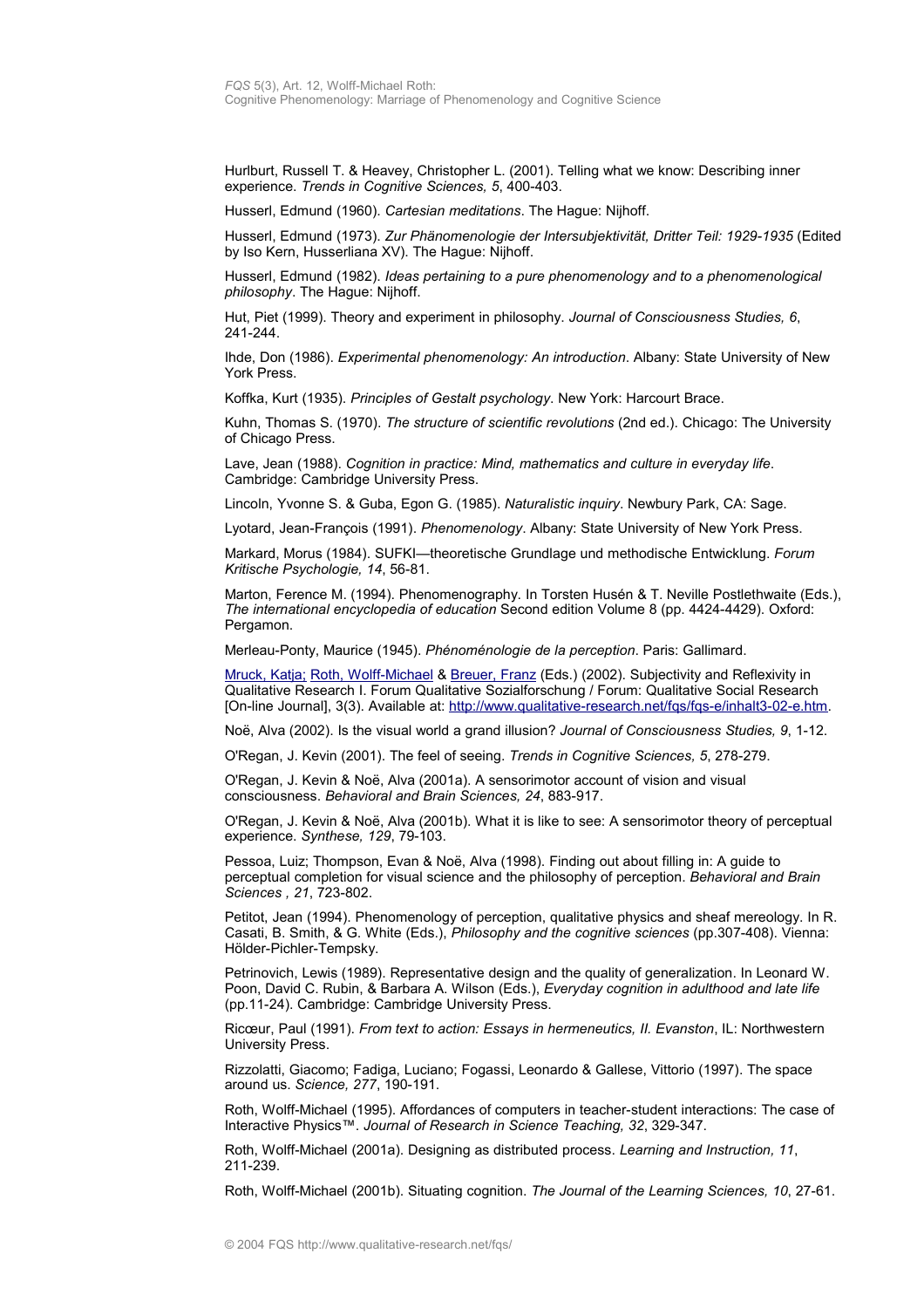Hurlburt, Russell T. & Heavey, Christopher L. (2001). Telling what we know: Describing inner experience. *Trends in Cognitive Sciences, 5*, 400-403.

Husserl, Edmund (1960). *Cartesian meditations*. The Hague: Nijhoff.

Husserl, Edmund (1973). *Zur Phänomenologie der Intersubjektivität, Dritter Teil: 1929-1935* (Edited by Iso Kern, Husserliana XV). The Hague: Nijhoff.

Husserl, Edmund (1982). *Ideas pertaining to a pure phenomenology and to a phenomenological philosophy*. The Hague: Nijhoff.

Hut, Piet (1999). Theory and experiment in philosophy. *Journal of Consciousness Studies, 6*, 241-244.

Ihde, Don (1986). *Experimental phenomenology: An introduction*. Albany: State University of New York Press.

Koffka, Kurt (1935). *Principles of Gestalt psychology*. New York: Harcourt Brace.

Kuhn, Thomas S. (1970). *The structure of scientific revolutions* (2nd ed.). Chicago: The University of Chicago Press.

Lave, Jean (1988). *Cognition in practice: Mind, mathematics and culture in everyday life*. Cambridge: Cambridge University Press.

Lincoln, Yvonne S. & Guba, Egon G. (1985). *Naturalistic inquiry*. Newbury Park, CA: Sage.

Lyotard, Jean-François (1991). *Phenomenology*. Albany: State University of New York Press.

Markard, Morus (1984). SUFKI—theoretische Grundlage und methodische Entwicklung. *Forum Kritische Psychologie, 14*, 56-81.

Marton, Ference M. (1994). Phenomenography. In Torsten Husén & T. Neville Postlethwaite (Eds.), *The international encyclopedia of education* Second edition Volume 8 (pp. 4424-4429). Oxford: Pergamon.

Merleau-Ponty, Maurice (1945). *Phénoménologie de la perception*. Paris: Gallimard.

Mruck, Katja; Roth, Wolff-Michael & Breuer, Franz (Eds.) (2002). Subjectivity and Reflexivity in Qualitative Research I. Forum Qualitative Sozialforschung / Forum: Qualitative Social Research [On-line Journal], 3(3). Available at: http://www.qualitative-research.net/fqs/fqs-e/inhalt3-02-e.htm.

Noë, Alva (2002). Is the visual world a grand illusion? *Journal of Consciousness Studies, 9*, 1-12.

O'Regan, J. Kevin (2001). The feel of seeing. *Trends in Cognitive Sciences, 5*, 278-279.

O'Regan, J. Kevin & Noë, Alva (2001a). A sensorimotor account of vision and visual consciousness. *Behavioral and Brain Sciences, 24*, 883-917.

O'Regan, J. Kevin & Noë, Alva (2001b). What it is like to see: A sensorimotor theory of perceptual experience. *Synthese, 129*, 79-103.

Pessoa, Luiz; Thompson, Evan & Noë, Alva (1998). Finding out about filling in: A guide to perceptual completion for visual science and the philosophy of perception. *Behavioral and Brain Sciences , 21*, 723-802.

Petitot, Jean (1994). Phenomenology of perception, qualitative physics and sheaf mereology. In R. Casati, B. Smith, & G. White (Eds.), *Philosophy and the cognitive sciences* (pp.307-408). Vienna: Hölder-Pichler-Tempsky.

Petrinovich, Lewis (1989). Representative design and the quality of generalization. In Leonard W. Poon, David C. Rubin, & Barbara A. Wilson (Eds.), *Everyday cognition in adulthood and late life* (pp.11-24). Cambridge: Cambridge University Press.

Ricœur, Paul (1991). *From text to action: Essays in hermeneutics, II. Evanston*, IL: Northwestern University Press.

Rizzolatti, Giacomo; Fadiga, Luciano; Fogassi, Leonardo & Gallese, Vittorio (1997). The space around us. *Science, 277*, 190-191.

Roth, Wolff-Michael (1995). Affordances of computers in teacher-student interactions: The case of Interactive Physics™. *Journal of Research in Science Teaching, 32*, 329-347.

Roth, Wolff-Michael (2001a). Designing as distributed process. *Learning and Instruction, 11*, 211-239.

Roth, Wolff-Michael (2001b). Situating cognition. *The Journal of the Learning Sciences, 10*, 27-61.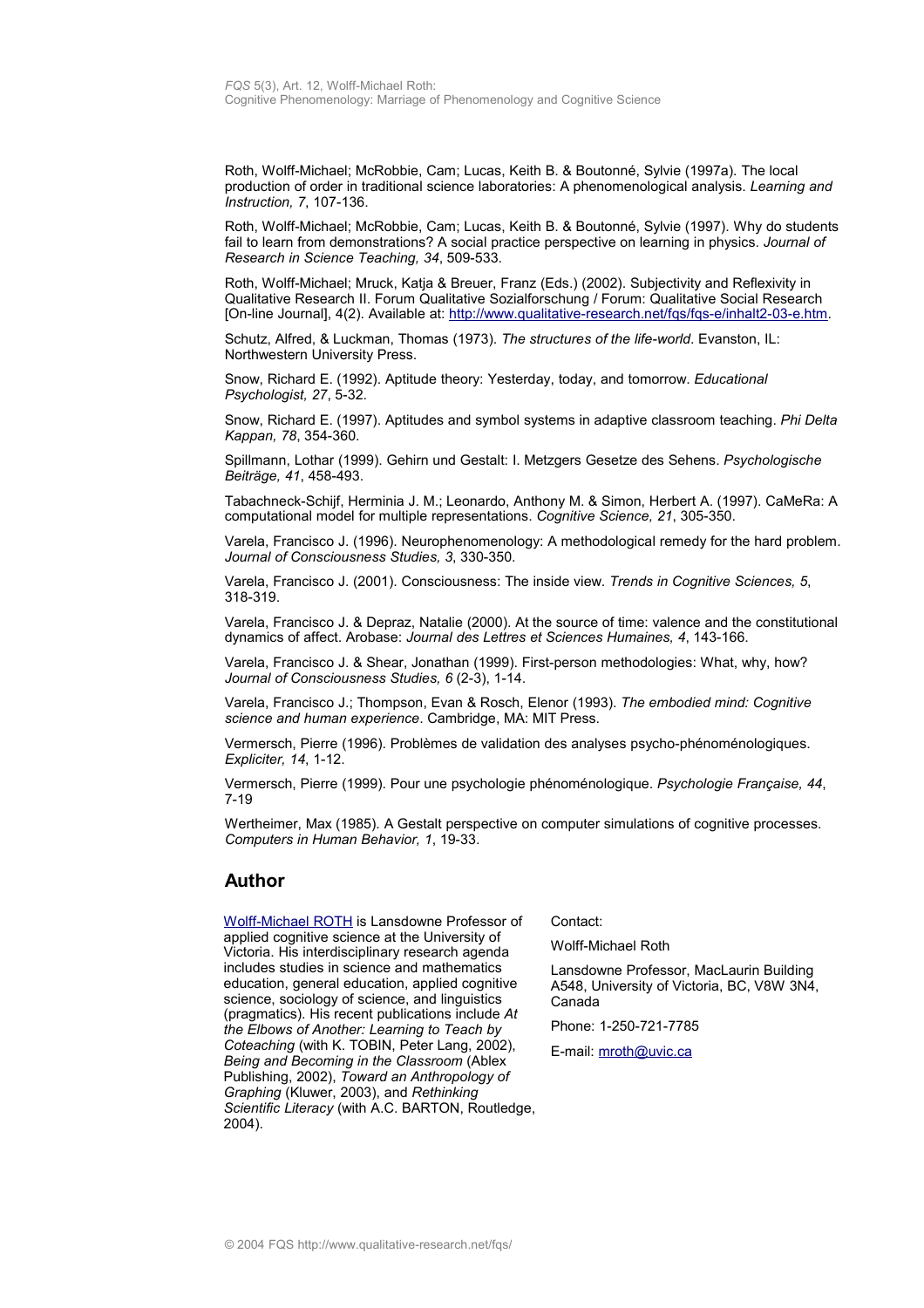Roth, Wolff-Michael; McRobbie, Cam; Lucas, Keith B. & Boutonné, Sylvie (1997a). The local production of order in traditional science laboratories: A phenomenological analysis. *Learning and Instruction, 7*, 107-136.

Roth, Wolff-Michael; McRobbie, Cam; Lucas, Keith B. & Boutonné, Sylvie (1997). Why do students fail to learn from demonstrations? A social practice perspective on learning in physics. *Journal of Research in Science Teaching, 34*, 509-533.

Roth, Wolff-Michael; Mruck, Katja & Breuer, Franz (Eds.) (2002). Subjectivity and Reflexivity in Qualitative Research II. Forum Qualitative Sozialforschung / Forum: Qualitative Social Research [On-line Journal], 4(2). Available at: http://www.qualitative-research.net/fqs/fqs-e/inhalt2-03-e.htm.

Schutz, Alfred, & Luckman, Thomas (1973). *The structures of the life-world*. Evanston, IL: Northwestern University Press.

Snow, Richard E. (1992). Aptitude theory: Yesterday, today, and tomorrow. *Educational Psychologist, 27*, 5-32.

Snow, Richard E. (1997). Aptitudes and symbol systems in adaptive classroom teaching. *Phi Delta Kappan, 78*, 354-360.

Spillmann, Lothar (1999). Gehirn und Gestalt: I. Metzgers Gesetze des Sehens. *Psychologische Beiträge, 41*, 458-493.

Tabachneck-Schijf, Herminia J. M.; Leonardo, Anthony M. & Simon, Herbert A. (1997). CaMeRa: A computational model for multiple representations. *Cognitive Science, 21*, 305-350.

Varela, Francisco J. (1996). Neurophenomenology: A methodological remedy for the hard problem. *Journal of Consciousness Studies, 3*, 330-350.

Varela, Francisco J. (2001). Consciousness: The inside view. *Trends in Cognitive Sciences, 5*, 318-319.

Varela, Francisco J. & Depraz, Natalie (2000). At the source of time: valence and the constitutional dynamics of affect. Arobase: *Journal des Lettres et Sciences Humaines, 4*, 143-166.

Varela, Francisco J. & Shear, Jonathan (1999). First-person methodologies: What, why, how? *Journal of Consciousness Studies, 6* (2-3), 1-14.

Varela, Francisco J.; Thompson, Evan & Rosch, Elenor (1993). *The embodied mind: Cognitive science and human experience*. Cambridge, MA: MIT Press.

Vermersch, Pierre (1996). Problèmes de validation des analyses psycho-phénoménologiques. *Expliciter, 14*, 1-12.

Vermersch, Pierre (1999). Pour une psychologie phénoménologique. *Psychologie Française, 44*, 7-19

Wertheimer, Max (1985). A Gestalt perspective on computer simulations of cognitive processes. *Computers in Human Behavior, 1*, 19-33.

## Author

Wolff-Michael ROTH is Lansdowne Professor of applied cognitive science at the University of Victoria. His interdisciplinary research agenda includes studies in science and mathematics education, general education, applied cognitive science, sociology of science, and linguistics (pragmatics). His recent publications include *At the Elbows of Another: Learning to Teach by Coteaching* (with K. TOBIN, Peter Lang, 2002), *Being and Becoming in the Classroom* (Ablex Publishing, 2002), *Toward an Anthropology of Graphing* (Kluwer, 2003), and *Rethinking Scientific Literacy* (with A.C. BARTON, Routledge, 2004).

Contact:

Wolff-Michael Roth

Lansdowne Professor, MacLaurin Building A548, University of Victoria, BC, V8W 3N4, Canada

Phone: 1-250-721-7785

E-mail: mroth@uvic.ca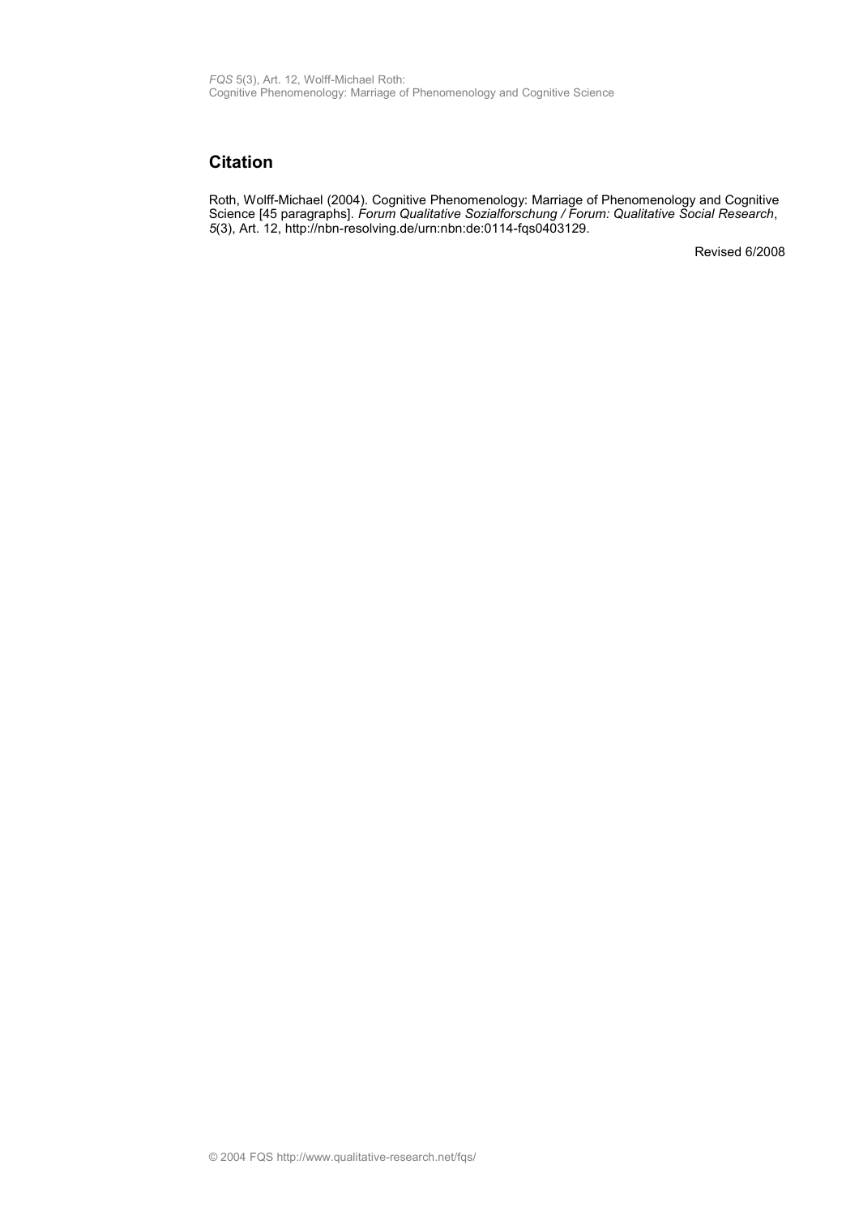## Citation

Roth, Wolff-Michael (2004). Cognitive Phenomenology: Marriage of Phenomenology and Cognitive Science [45 paragraphs]. *Forum Qualitative Sozialforschung / Forum: Qualitative Social Research*, *5*(3), Art. 12, http://nbn-resolving.de/urn:nbn:de:0114-fqs0403129.

Revised 6/2008